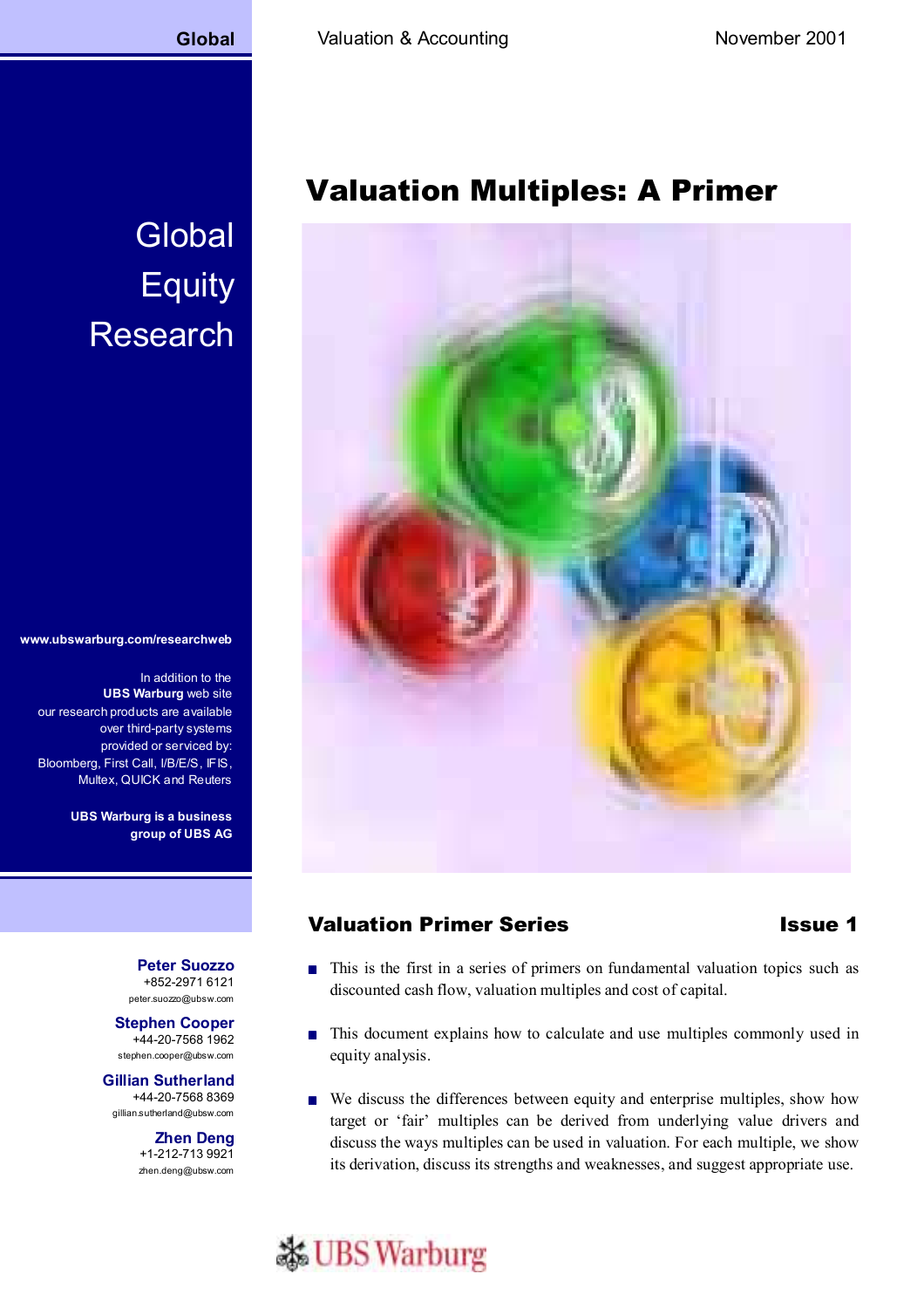Global

Valuation & Accounting

November 2001

# Valuation Multiples: A Primer

Global Equity Research

www.ubswarburg.com/researchweb

In addition to the **UBS Warburg** web site our research products are available over third-party systems provided or serviced by: Bloomberg, First Call, I/B/E/S, IFIS, Multex, QUICK and Reuters

**UBS Warburg is a business group of UBS AG**

**Peter Suozzo**
+852-2971 6121
peter.suozzo@ubsw.com

**Stephen Cooper**
+44-20-7568 1962
stephen.cooper@ubsw.com

**Gillian Sutherland**
+44-20-7568 8369
gillian.sutherland@ubsw.com

**Zhen Deng**
+1-212-713 9921
zhen.deng@ubsw.com

## Valuation Primer Series — Issue 1

- This is the first in a series of primers on fundamental valuation topics such as discounted cash flow, valuation multiples and cost of capital.
- This document explains how to calculate and use multiples commonly used in equity analysis.
- We discuss the differences between equity and enterprise multiples, show how target or 'fair' multiples can be derived from underlying value drivers and discuss the ways multiples can be used in valuation. For each multiple, we show its derivation, discuss its strengths and weaknesses, and suggest appropriate use.

UBS Warburg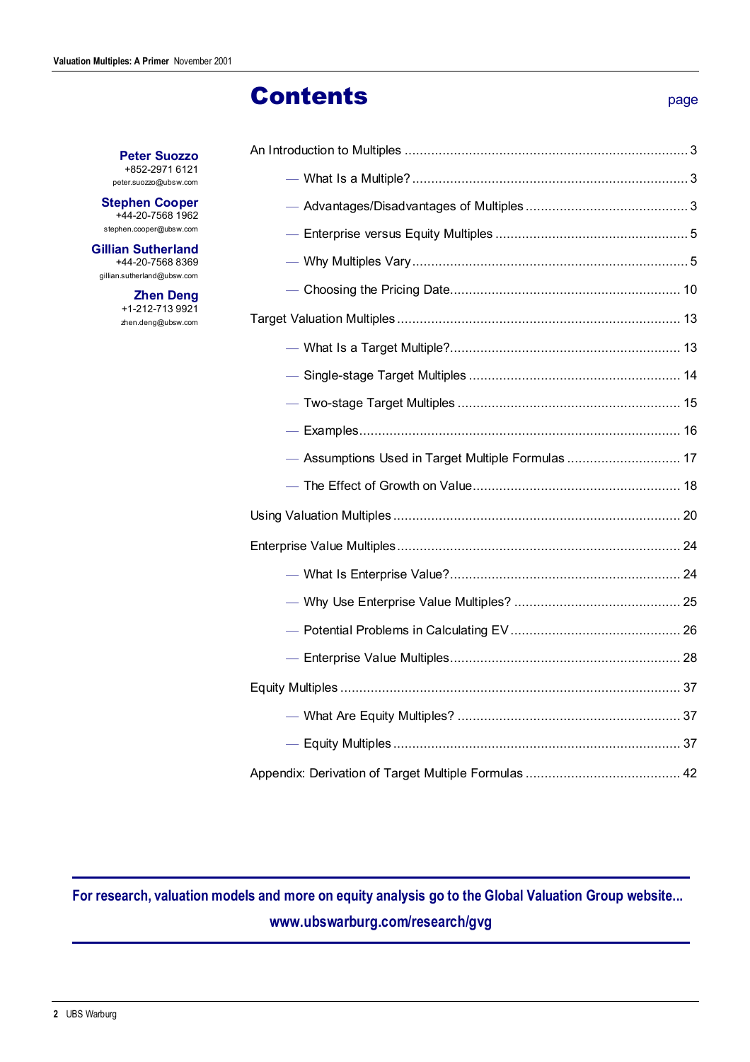# Contents

page

**Peter Suozzo**
+852-2971 6121
peter.suozzo@ubsw.com

**Stephen Cooper**
+44-20-7568 1962
stephen.cooper@ubsw.com

**Gillian Sutherland**
+44-20-7568 8369
gillian.sutherland@ubsw.com

**Zhen Deng**
+1-212-713 9921
zhen.deng@ubsw.com

An Introduction to Multiples .......................................................................... 3

— What Is a Multiple? ........................................................................ 3

— Advantages/Disadvantages of Multiples ........................................... 3

— Enterprise versus Equity Multiples .................................................. 5

— Why Multiples Vary ........................................................................ 5

— Choosing the Pricing Date............................................................ 10

Target Valuation Multiples .......................................................................... 13

— What Is a Target Multiple?............................................................ 13

— Single-stage Target Multiples ....................................................... 14

— Two-stage Target Multiples .......................................................... 15

— Examples.................................................................................... 16

— Assumptions Used in Target Multiple Formulas .............................. 17

— The Effect of Growth on Value...................................................... 18

Using Valuation Multiples ........................................................................... 20

Enterprise Value Multiples .......................................................................... 24

— What Is Enterprise Value?............................................................ 24

— Why Use Enterprise Value Multiples? ............................................ 25

— Potential Problems in Calculating EV ............................................ 26

— Enterprise Value Multiples............................................................ 28

Equity Multiples ......................................................................................... 37

— What Are Equity Multiples? .......................................................... 37

— Equity Multiples ........................................................................... 37

Appendix: Derivation of Target Multiple Formulas ........................................ 42

**For research, valuation models and more on equity analysis go to the Global Valuation Group website...**
**www.ubswarburg.com/research/gvg**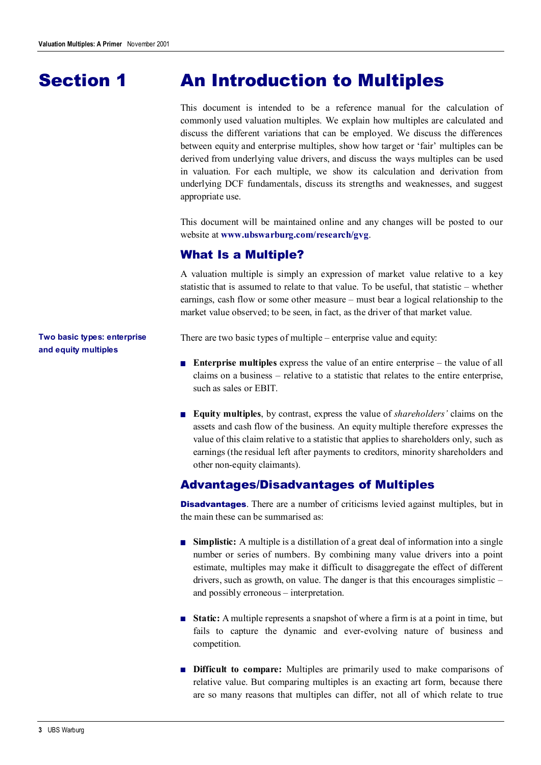# Section 1 An Introduction to Multiples

This document is intended to be a reference manual for the calculation of commonly used valuation multiples. We explain how multiples are calculated and discuss the different variations that can be employed. We discuss the differences between equity and enterprise multiples, show how target or 'fair' multiples can be derived from underlying value drivers, and discuss the ways multiples can be used in valuation. For each multiple, we show its calculation and derivation from underlying DCF fundamentals, discuss its strengths and weaknesses, and suggest appropriate use.

This document will be maintained online and any changes will be posted to our website at **www.ubswarburg.com/research/gvg**.

## What Is a Multiple?

A valuation multiple is simply an expression of market value relative to a key statistic that is assumed to relate to that value. To be useful, that statistic – whether earnings, cash flow or some other measure – must bear a logical relationship to the market value observed; to be seen, in fact, as the driver of that market value.

**Two basic types: enterprise and equity multiples**

There are two basic types of multiple – enterprise value and equity:

- **Enterprise multiples** express the value of an entire enterprise – the value of all claims on a business – relative to a statistic that relates to the entire enterprise, such as sales or EBIT.

- **Equity multiples**, by contrast, express the value of *shareholders'* claims on the assets and cash flow of the business. An equity multiple therefore expresses the value of this claim relative to a statistic that applies to shareholders only, such as earnings (the residual left after payments to creditors, minority shareholders and other non-equity claimants).

## Advantages/Disadvantages of Multiples

**Disadvantages**. There are a number of criticisms levied against multiples, but in the main these can be summarised as:

- **Simplistic:** A multiple is a distillation of a great deal of information into a single number or series of numbers. By combining many value drivers into a point estimate, multiples may make it difficult to disaggregate the effect of different drivers, such as growth, on value. The danger is that this encourages simplistic – and possibly erroneous – interpretation.

- **Static:** A multiple represents a snapshot of where a firm is at a point in time, but fails to capture the dynamic and ever-evolving nature of business and competition.

- **Difficult to compare:** Multiples are primarily used to make comparisons of relative value. But comparing multiples is an exacting art form, because there are so many reasons that multiples can differ, not all of which relate to true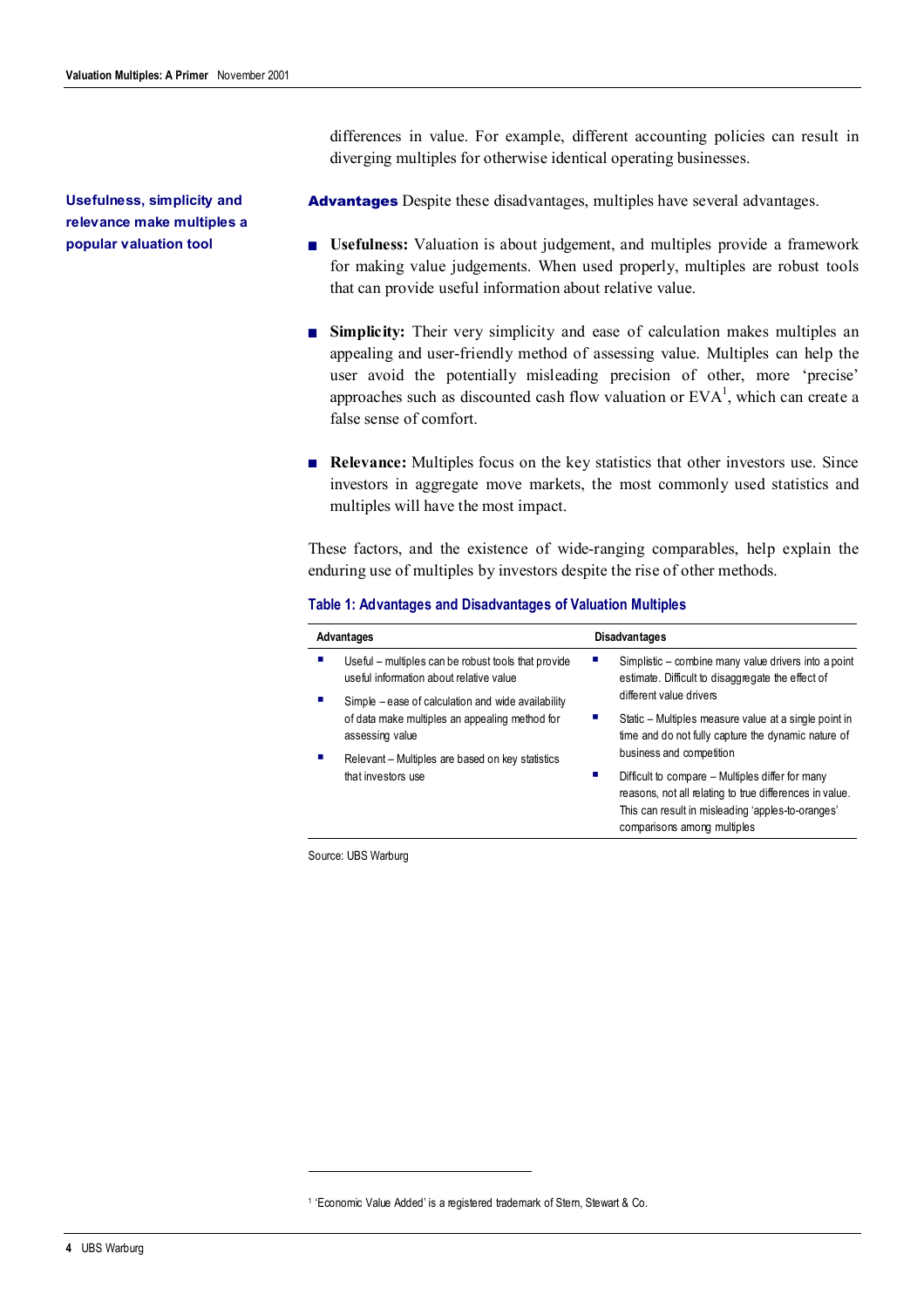differences in value. For example, different accounting policies can result in diverging multiples for otherwise identical operating businesses.

**Usefulness, simplicity and relevance make multiples a popular valuation tool**

**Advantages** Despite these disadvantages, multiples have several advantages.

- **Usefulness:** Valuation is about judgement, and multiples provide a framework for making value judgements. When used properly, multiples are robust tools that can provide useful information about relative value.
- **Simplicity:** Their very simplicity and ease of calculation makes multiples an appealing and user-friendly method of assessing value. Multiples can help the user avoid the potentially misleading precision of other, more 'precise' approaches such as discounted cash flow valuation or EVA[1], which can create a false sense of comfort.
- **Relevance:** Multiples focus on the key statistics that other investors use. Since investors in aggregate move markets, the most commonly used statistics and multiples will have the most impact.

These factors, and the existence of wide-ranging comparables, help explain the enduring use of multiples by investors despite the rise of other methods.

**Table 1: Advantages and Disadvantages of Valuation Multiples**

| Advantages | Disadvantages |
|---|---|
| ▪ Useful – multiples can be robust tools that provide useful information about relative value<br>▪ Simple – ease of calculation and wide availability of data make multiples an appealing method for assessing value<br>▪ Relevant – Multiples are based on key statistics that investors use | ▪ Simplistic – combine many value drivers into a point estimate. Difficult to disaggregate the effect of different value drivers<br>▪ Static – Multiples measure value at a single point in time and do not fully capture the dynamic nature of business and competition<br>▪ Difficult to compare – Multiples differ for many reasons, not all relating to true differences in value. This can result in misleading 'apples-to-oranges' comparisons among multiples |

Source: UBS Warburg

[1] 'Economic Value Added' is a registered trademark of Stern, Stewart & Co.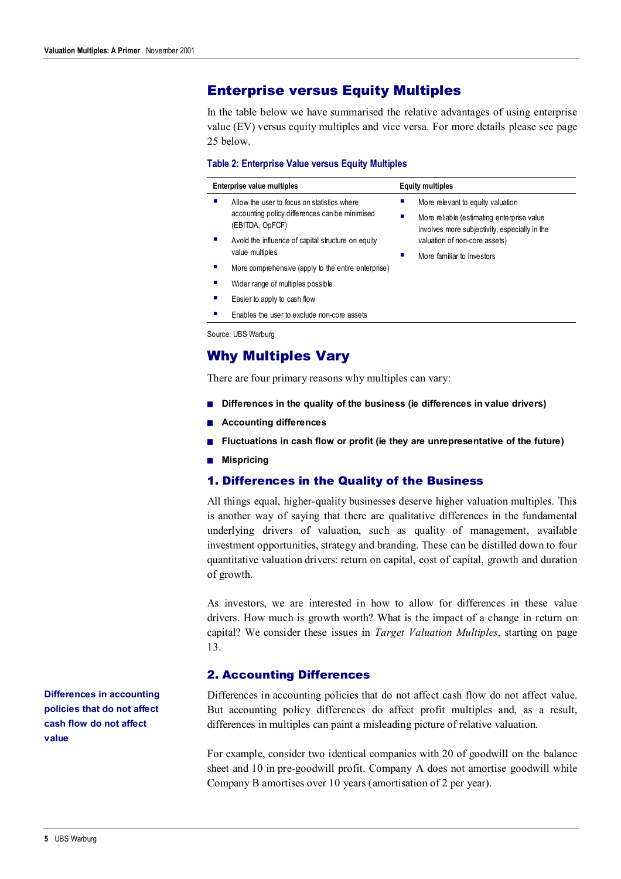## Enterprise versus Equity Multiples

In the table below we have summarised the relative advantages of using enterprise value (EV) versus equity multiples and vice versa. For more details please see page 25 below.

**Table 2: Enterprise Value versus Equity Multiples**

| Enterprise value multiples | Equity multiples |
|---|---|
| ▪ Allow the user to focus on statistics where accounting policy differences can be minimised (EBITDA, OpFCF) | ▪ More relevant to equity valuation |
| ▪ Avoid the influence of capital structure on equity value multiples | ▪ More reliable (estimating enterprise value involves more subjectivity, especially in the valuation of non-core assets) |
| ▪ More comprehensive (apply to the entire enterprise) | ▪ More familiar to investors |
| ▪ Wider range of multiples possible | |
| ▪ Easier to apply to cash flow | |
| ▪ Enables the user to exclude non-core assets | |

Source: UBS Warburg

## Why Multiples Vary

There are four primary reasons why multiples can vary:

- **Differences in the quality of the business (ie differences in value drivers)**
- **Accounting differences**
- **Fluctuations in cash flow or profit (ie they are unrepresentative of the future)**
- **Mispricing**

### 1. Differences in the Quality of the Business

All things equal, higher-quality businesses deserve higher valuation multiples. This is another way of saying that there are qualitative differences in the fundamental underlying drivers of valuation, such as quality of management, available investment opportunities, strategy and branding. These can be distilled down to four quantitative valuation drivers: return on capital, cost of capital, growth and duration of growth.

As investors, we are interested in how to allow for differences in these value drivers. How much is growth worth? What is the impact of a change in return on capital? We consider these issues in *Target Valuation Multiples*, starting on page 13.

### 2. Accounting Differences

**Differences in accounting policies that do not affect cash flow do not affect value**

Differences in accounting policies that do not affect cash flow do not affect value. But accounting policy differences do affect profit multiples and, as a result, differences in multiples can paint a misleading picture of relative valuation.

For example, consider two identical companies with 20 of goodwill on the balance sheet and 10 in pre-goodwill profit. Company A does not amortise goodwill while Company B amortises over 10 years (amortisation of 2 per year).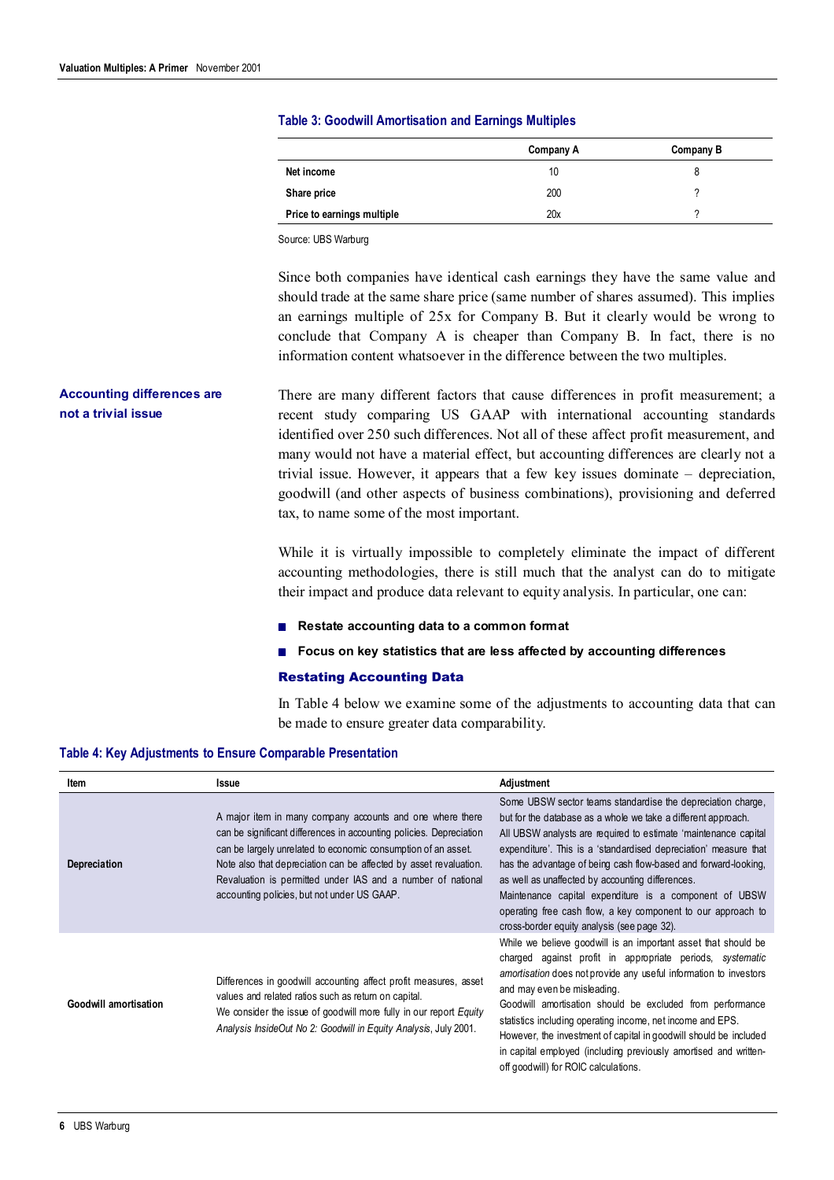**Table 3: Goodwill Amortisation and Earnings Multiples**

| | Company A | Company B |
|---|---|---|
| **Net income** | 10 | 8 |
| **Share price** | 200 | ? |
| **Price to earnings multiple** | 20x | ? |

Source: UBS Warburg

Since both companies have identical cash earnings they have the same value and should trade at the same share price (same number of shares assumed). This implies an earnings multiple of 25x for Company B. But it clearly would be wrong to conclude that Company A is cheaper than Company B. In fact, there is no information content whatsoever in the difference between the two multiples.

**Accounting differences are not a trivial issue**

There are many different factors that cause differences in profit measurement; a recent study comparing US GAAP with international accounting standards identified over 250 such differences. Not all of these affect profit measurement, and many would not have a material effect, but accounting differences are clearly not a trivial issue. However, it appears that a few key issues dominate – depreciation, goodwill (and other aspects of business combinations), provisioning and deferred tax, to name some of the most important.

While it is virtually impossible to completely eliminate the impact of different accounting methodologies, there is still much that the analyst can do to mitigate their impact and produce data relevant to equity analysis. In particular, one can:

- **Restate accounting data to a common format**
- **Focus on key statistics that are less affected by accounting differences**

### Restating Accounting Data

In Table 4 below we examine some of the adjustments to accounting data that can be made to ensure greater data comparability.

**Table 4: Key Adjustments to Ensure Comparable Presentation**

| Item | Issue | Adjustment |
|---|---|---|
| **Depreciation** | A major item in many company accounts and one where there can be significant differences in accounting policies. Depreciation can be largely unrelated to economic consumption of an asset. Note also that depreciation can be affected by asset revaluation. Revaluation is permitted under IAS and a number of national accounting policies, but not under US GAAP. | Some UBSW sector teams standardise the depreciation charge, but for the database as a whole we take a different approach. All UBSW analysts are required to estimate 'maintenance capital expenditure'. This is a 'standardised depreciation' measure that has the advantage of being cash flow-based and forward-looking, as well as unaffected by accounting differences. Maintenance capital expenditure is a component of UBSW operating free cash flow, a key component to our approach to cross-border equity analysis (see page 32). |
| **Goodwill amortisation** | Differences in goodwill accounting affect profit measures, asset values and related ratios such as return on capital. We consider the issue of goodwill more fully in our report *Equity Analysis InsideOut No 2: Goodwill in Equity Analysis*, July 2001. | While we believe goodwill is an important asset that should be charged against profit in appropriate periods, *systematic amortisation* does not provide any useful information to investors and may even be misleading. Goodwill amortisation should be excluded from performance statistics including operating income, net income and EPS. However, the investment of capital in goodwill should be included in capital employed (including previously amortised and written-off goodwill) for ROIC calculations. |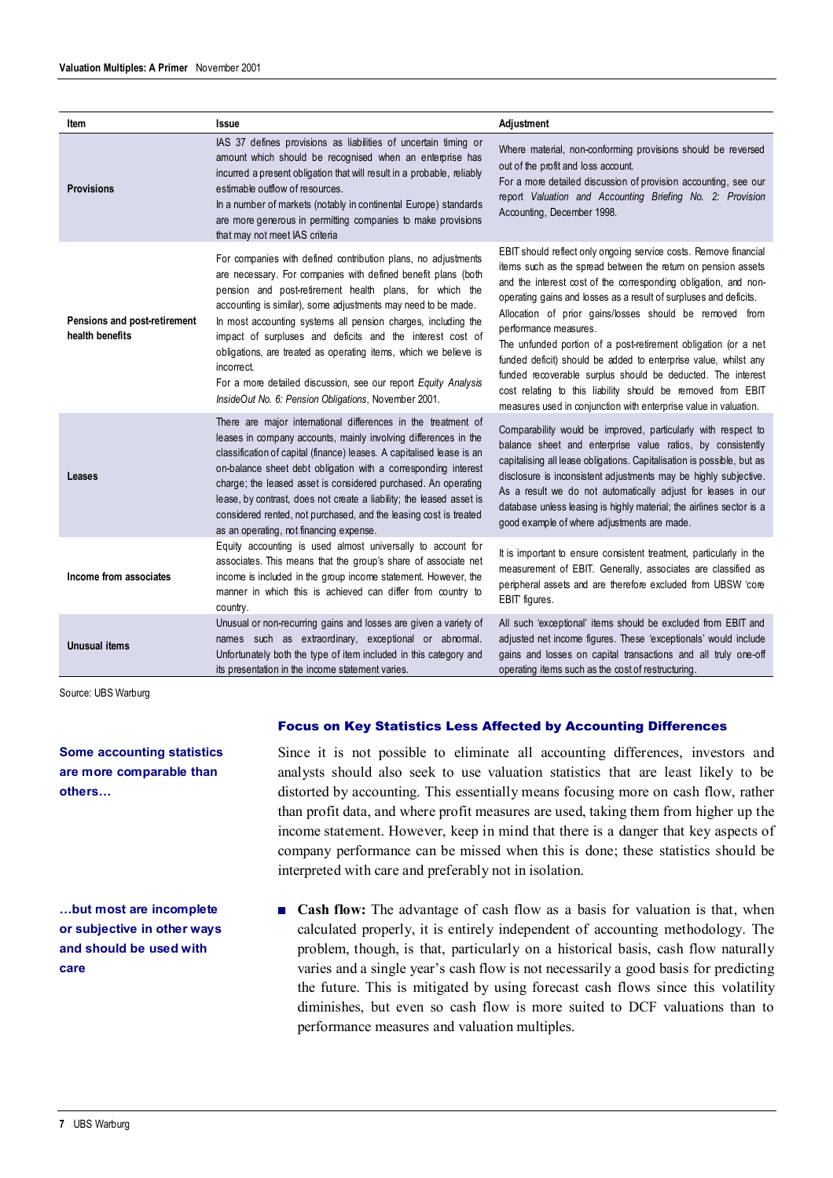| Item | Issue | Adjustment |
|---|---|---|
| **Provisions** | IAS 37 defines provisions as liabilities of uncertain timing or amount which should be recognised when an enterprise has incurred a present obligation that will result in a probable, reliably estimable outflow of resources.<br>In a number of markets (notably in continental Europe) standards are more generous in permitting companies to make provisions that may not meet IAS criteria | Where material, non-conforming provisions should be reversed out of the profit and loss account.<br>For a more detailed discussion of provision accounting, see our report *Valuation and Accounting Briefing No. 2: Provision Accounting*, December 1998. |
| **Pensions and post-retirement health benefits** | For companies with defined contribution plans, no adjustments are necessary. For companies with defined benefit plans (both pension and post-retirement health plans, for which the accounting is similar), some adjustments may need to be made.<br>In most accounting systems all pension charges, including the impact of surpluses and deficits and the interest cost of obligations, are treated as operating items, which we believe is incorrect.<br>For a more detailed discussion, see our report *Equity Analysis InsideOut No. 6: Pension Obligations*, November 2001. | EBIT should reflect only ongoing service costs. Remove financial items such as the spread between the return on pension assets and the interest cost of the corresponding obligation, and non-operating gains and losses as a result of surpluses and deficits. Allocation of prior gains/losses should be removed from performance measures.<br>The unfunded portion of a post-retirement obligation (or a net funded deficit) should be added to enterprise value, whilst any funded recoverable surplus should be deducted. The interest cost relating to this liability should be removed from EBIT measures used in conjunction with enterprise value in valuation. |
| **Leases** | There are major international differences in the treatment of leases in company accounts, mainly involving differences in the classification of capital (finance) leases. A capitalised lease is an on-balance sheet debt obligation with a corresponding interest charge; the leased asset is considered purchased. An operating lease, by contrast, does not create a liability; the leased asset is considered rented, not purchased, and the leasing cost is treated as an operating, not financing expense. | Comparability would be improved, particularly with respect to balance sheet and enterprise value ratios, by consistently capitalising all lease obligations. Capitalisation is possible, but as disclosure is inconsistent adjustments may be highly subjective. As a result we do not automatically adjust for leases in our database unless leasing is highly material; the airlines sector is a good example of where adjustments are made. |
| **Income from associates** | Equity accounting is used almost universally to account for associates. This means that the group's share of associate net income is included in the group income statement. However, the manner in which this is achieved can differ from country to country. | It is important to ensure consistent treatment, particularly in the measurement of EBIT. Generally, associates are classified as peripheral assets and are therefore excluded from UBSW 'core EBIT' figures. |
| **Unusual items** | Unusual or non-recurring gains and losses are given a variety of names such as extraordinary, exceptional or abnormal. Unfortunately both the type of item included in this category and its presentation in the income statement varies. | All such 'exceptional' items should be excluded from EBIT and adjusted net income figures. These 'exceptionals' would include gains and losses on capital transactions and all truly one-off operating items such as the cost of restructuring. |

Source: UBS Warburg

### Focus on Key Statistics Less Affected by Accounting Differences

**Some accounting statistics are more comparable than others…**

Since it is not possible to eliminate all accounting differences, investors and analysts should also seek to use valuation statistics that are least likely to be distorted by accounting. This essentially means focusing more on cash flow, rather than profit data, and where profit measures are used, taking them from higher up the income statement. However, keep in mind that there is a danger that key aspects of company performance can be missed when this is done; these statistics should be interpreted with care and preferably not in isolation.

**…but most are incomplete or subjective in other ways and should be used with care**

- **Cash flow:** The advantage of cash flow as a basis for valuation is that, when calculated properly, it is entirely independent of accounting methodology. The problem, though, is that, particularly on a historical basis, cash flow naturally varies and a single year's cash flow is not necessarily a good basis for predicting the future. This is mitigated by using forecast cash flows since this volatility diminishes, but even so cash flow is more suited to DCF valuations than to performance measures and valuation multiples.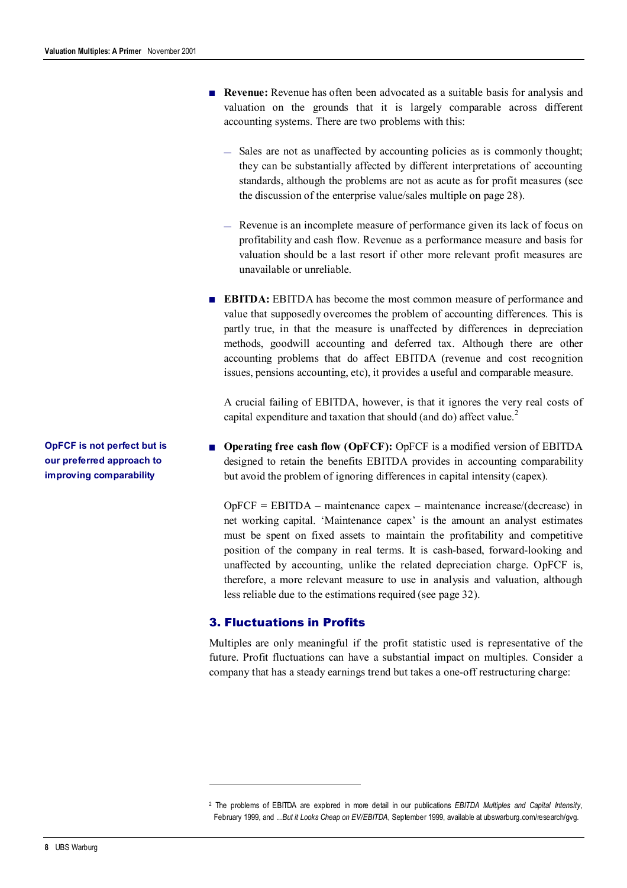- **Revenue:** Revenue has often been advocated as a suitable basis for analysis and valuation on the grounds that it is largely comparable across different accounting systems. There are two problems with this:

  - Sales are not as unaffected by accounting policies as is commonly thought; they can be substantially affected by different interpretations of accounting standards, although the problems are not as acute as for profit measures (see the discussion of the enterprise value/sales multiple on page 28).

  - Revenue is an incomplete measure of performance given its lack of focus on profitability and cash flow. Revenue as a performance measure and basis for valuation should be a last resort if other more relevant profit measures are unavailable or unreliable.

- **EBITDA:** EBITDA has become the most common measure of performance and value that supposedly overcomes the problem of accounting differences. This is partly true, in that the measure is unaffected by differences in depreciation methods, goodwill accounting and deferred tax. Although there are other accounting problems that do affect EBITDA (revenue and cost recognition issues, pensions accounting, etc), it provides a useful and comparable measure.

  A crucial failing of EBITDA, however, is that it ignores the very real costs of capital expenditure and taxation that should (and do) affect value.[2]

**OpFCF is not perfect but is our preferred approach to improving comparability**

- **Operating free cash flow (OpFCF):** OpFCF is a modified version of EBITDA designed to retain the benefits EBITDA provides in accounting comparability but avoid the problem of ignoring differences in capital intensity (capex).

  OpFCF = EBITDA – maintenance capex – maintenance increase/(decrease) in net working capital. 'Maintenance capex' is the amount an analyst estimates must be spent on fixed assets to maintain the profitability and competitive position of the company in real terms. It is cash-based, forward-looking and unaffected by accounting, unlike the related depreciation charge. OpFCF is, therefore, a more relevant measure to use in analysis and valuation, although less reliable due to the estimations required (see page 32).

### 3. Fluctuations in Profits

Multiples are only meaningful if the profit statistic used is representative of the future. Profit fluctuations can have a substantial impact on multiples. Consider a company that has a steady earnings trend but takes a one-off restructuring charge:

---

[2] The problems of EBITDA are explored in more detail in our publications *EBITDA Multiples and Capital Intensity*, February 1999, and *...But it Looks Cheap on EV/EBITDA*, September 1999, available at ubswarburg.com/research/gvg.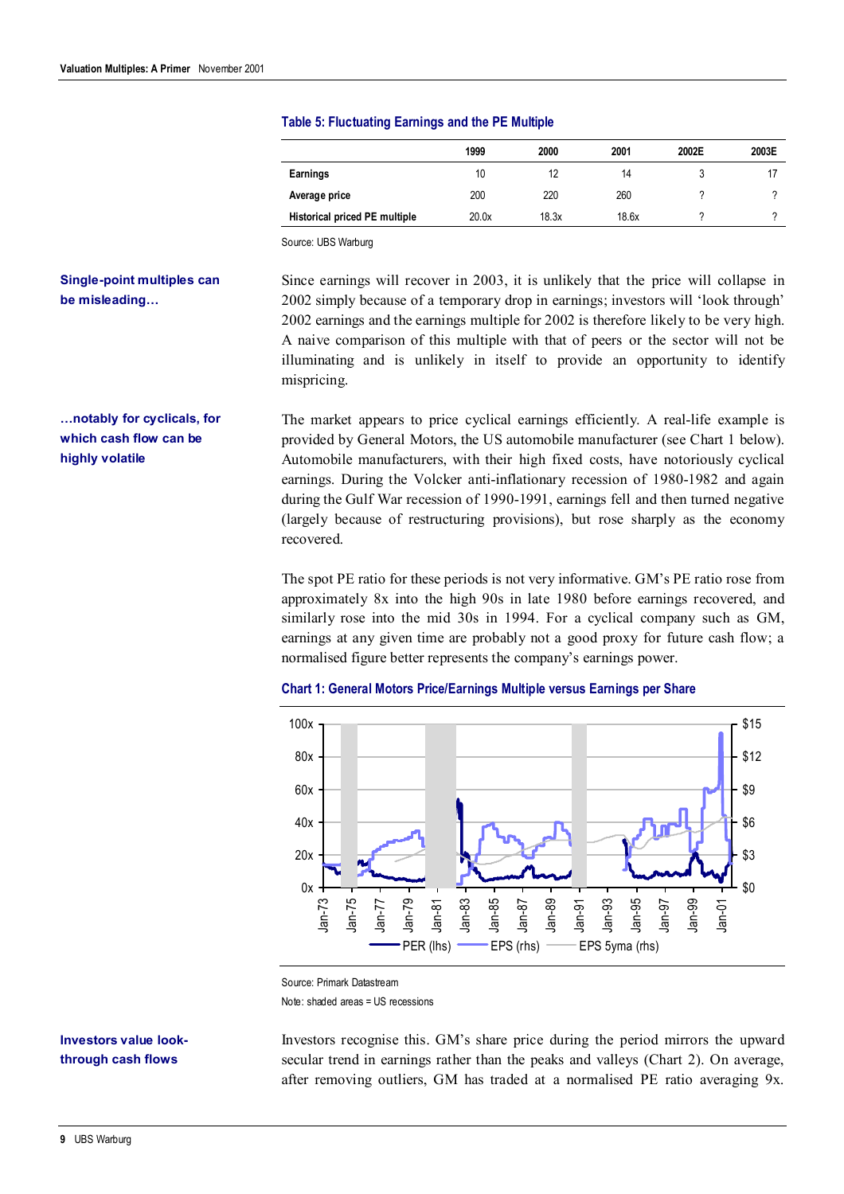**Table 5: Fluctuating Earnings and the PE Multiple**

| | 1999 | 2000 | 2001 | 2002E | 2003E |
|---|---|---|---|---|---|
| Earnings | 10 | 12 | 14 | 3 | 17 |
| Average price | 200 | 220 | 260 | ? | ? |
| Historical priced PE multiple | 20.0x | 18.3x | 18.6x | ? | ? |

Source: UBS Warburg

**Single-point multiples can be misleading…**

Since earnings will recover in 2003, it is unlikely that the price will collapse in 2002 simply because of a temporary drop in earnings; investors will 'look through' 2002 earnings and the earnings multiple for 2002 is therefore likely to be very high. A naive comparison of this multiple with that of peers or the sector will not be illuminating and is unlikely in itself to provide an opportunity to identify mispricing.

**…notably for cyclicals, for which cash flow can be highly volatile**

The market appears to price cyclical earnings efficiently. A real-life example is provided by General Motors, the US automobile manufacturer (see Chart 1 below). Automobile manufacturers, with their high fixed costs, have notoriously cyclical earnings. During the Volcker anti-inflationary recession of 1980-1982 and again during the Gulf War recession of 1990-1991, earnings fell and then turned negative (largely because of restructuring provisions), but rose sharply as the economy recovered.

The spot PE ratio for these periods is not very informative. GM's PE ratio rose from approximately 8x into the high 90s in late 1980 before earnings recovered, and similarly rose into the mid 30s in 1994. For a cyclical company such as GM, earnings at any given time are probably not a good proxy for future cash flow; a normalised figure better represents the company's earnings power.

**Chart 1: General Motors Price/Earnings Multiple versus Earnings per Share**

100x
80x
60x
40x
20x
0x

$15
$12
$9
$6
$3
$0

Jan-73 Jan-75 Jan-77 Jan-79 Jan-81 Jan-83 Jan-85 Jan-87 Jan-89 Jan-91 Jan-93 Jan-95 Jan-97 Jan-99 Jan-01

PER (lhs) EPS (rhs) EPS 5yma (rhs)

Source: Primark Datastream

Note: shaded areas = US recessions

**Investors value look-through cash flows**

Investors recognise this. GM's share price during the period mirrors the upward secular trend in earnings rather than the peaks and valleys (Chart 2). On average, after removing outliers, GM has traded at a normalised PE ratio averaging 9x.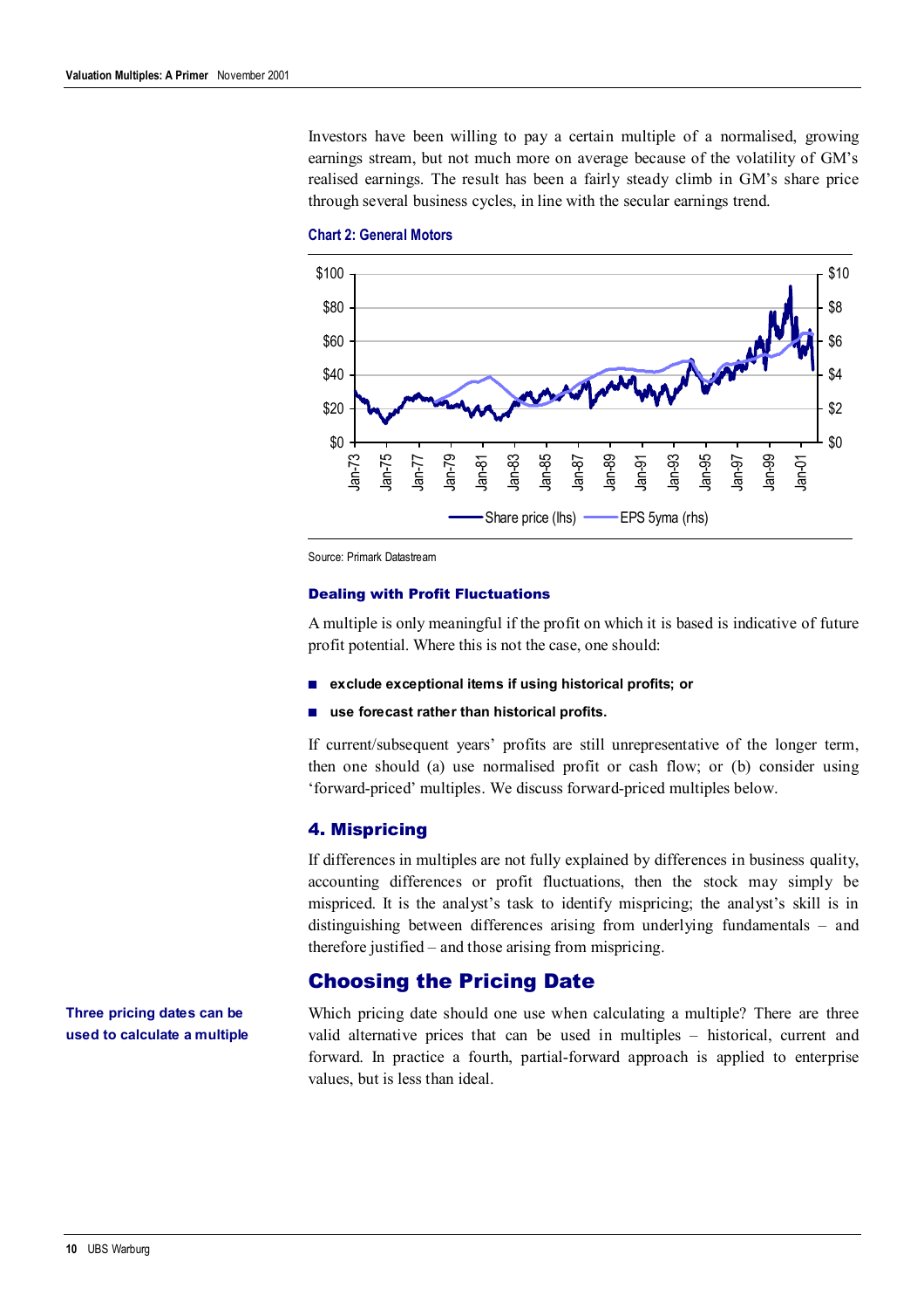Investors have been willing to pay a certain multiple of a normalised, growing earnings stream, but not much more on average because of the volatility of GM's realised earnings. The result has been a fairly steady climb in GM's share price through several business cycles, in line with the secular earnings trend.

**Chart 2: General Motors**

Source: Primark Datastream

### Dealing with Profit Fluctuations

A multiple is only meaningful if the profit on which it is based is indicative of future profit potential. Where this is not the case, one should:

- **exclude exceptional items if using historical profits; or**
- **use forecast rather than historical profits.**

If current/subsequent years' profits are still unrepresentative of the longer term, then one should (a) use normalised profit or cash flow; or (b) consider using 'forward-priced' multiples. We discuss forward-priced multiples below.

### 4. Mispricing

If differences in multiples are not fully explained by differences in business quality, accounting differences or profit fluctuations, then the stock may simply be mispriced. It is the analyst's task to identify mispricing; the analyst's skill is in distinguishing between differences arising from underlying fundamentals – and therefore justified – and those arising from mispricing.

## Choosing the Pricing Date

**Three pricing dates can be used to calculate a multiple**

Which pricing date should one use when calculating a multiple? There are three valid alternative prices that can be used in multiples – historical, current and forward. In practice a fourth, partial-forward approach is applied to enterprise values, but is less than ideal.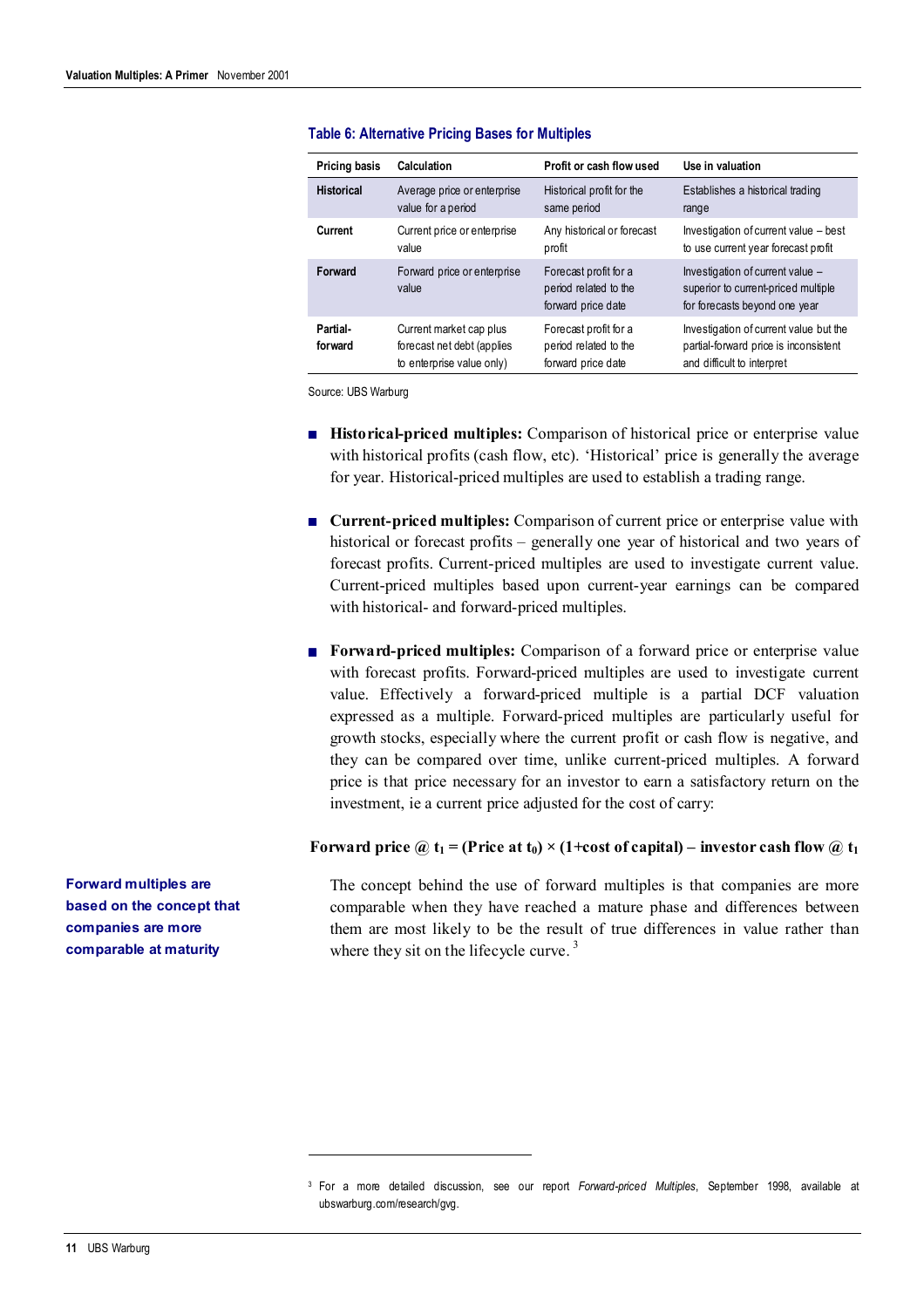**Table 6: Alternative Pricing Bases for Multiples**

| Pricing basis | Calculation | Profit or cash flow used | Use in valuation |
|---|---|---|---|
| Historical | Average price or enterprise value for a period | Historical profit for the same period | Establishes a historical trading range |
| Current | Current price or enterprise value | Any historical or forecast profit | Investigation of current value – best to use current year forecast profit |
| Forward | Forward price or enterprise value | Forecast profit for a period related to the forward price date | Investigation of current value – superior to current-priced multiple for forecasts beyond one year |
| Partial-forward | Current market cap plus forecast net debt (applies to enterprise value only) | Forecast profit for a period related to the forward price date | Investigation of current value but the partial-forward price is inconsistent and difficult to interpret |

Source: UBS Warburg

- **Historical-priced multiples:** Comparison of historical price or enterprise value with historical profits (cash flow, etc). 'Historical' price is generally the average for year. Historical-priced multiples are used to establish a trading range.

- **Current-priced multiples:** Comparison of current price or enterprise value with historical or forecast profits – generally one year of historical and two years of forecast profits. Current-priced multiples are used to investigate current value. Current-priced multiples based upon current-year earnings can be compared with historical- and forward-priced multiples.

- **Forward-priced multiples:** Comparison of a forward price or enterprise value with forecast profits. Forward-priced multiples are used to investigate current value. Effectively a forward-priced multiple is a partial DCF valuation expressed as a multiple. Forward-priced multiples are particularly useful for growth stocks, especially where the current profit or cash flow is negative, and they can be compared over time, unlike current-priced multiples. A forward price is that price necessary for an investor to earn a satisfactory return on the investment, ie a current price adjusted for the cost of carry:

$$\textbf{Forward price @ } t_1 = (\textbf{Price at } t_0) \times (1+\textbf{cost of capital}) - \textbf{investor cash flow @ } t_1$$

**Forward multiples are based on the concept that companies are more comparable at maturity**

The concept behind the use of forward multiples is that companies are more comparable when they have reached a mature phase and differences between them are most likely to be the result of true differences in value rather than where they sit on the lifecycle curve.[3]

[3] For a more detailed discussion, see our report *Forward-priced Multiples*, September 1998, available at ubswarburg.com/research/gvg.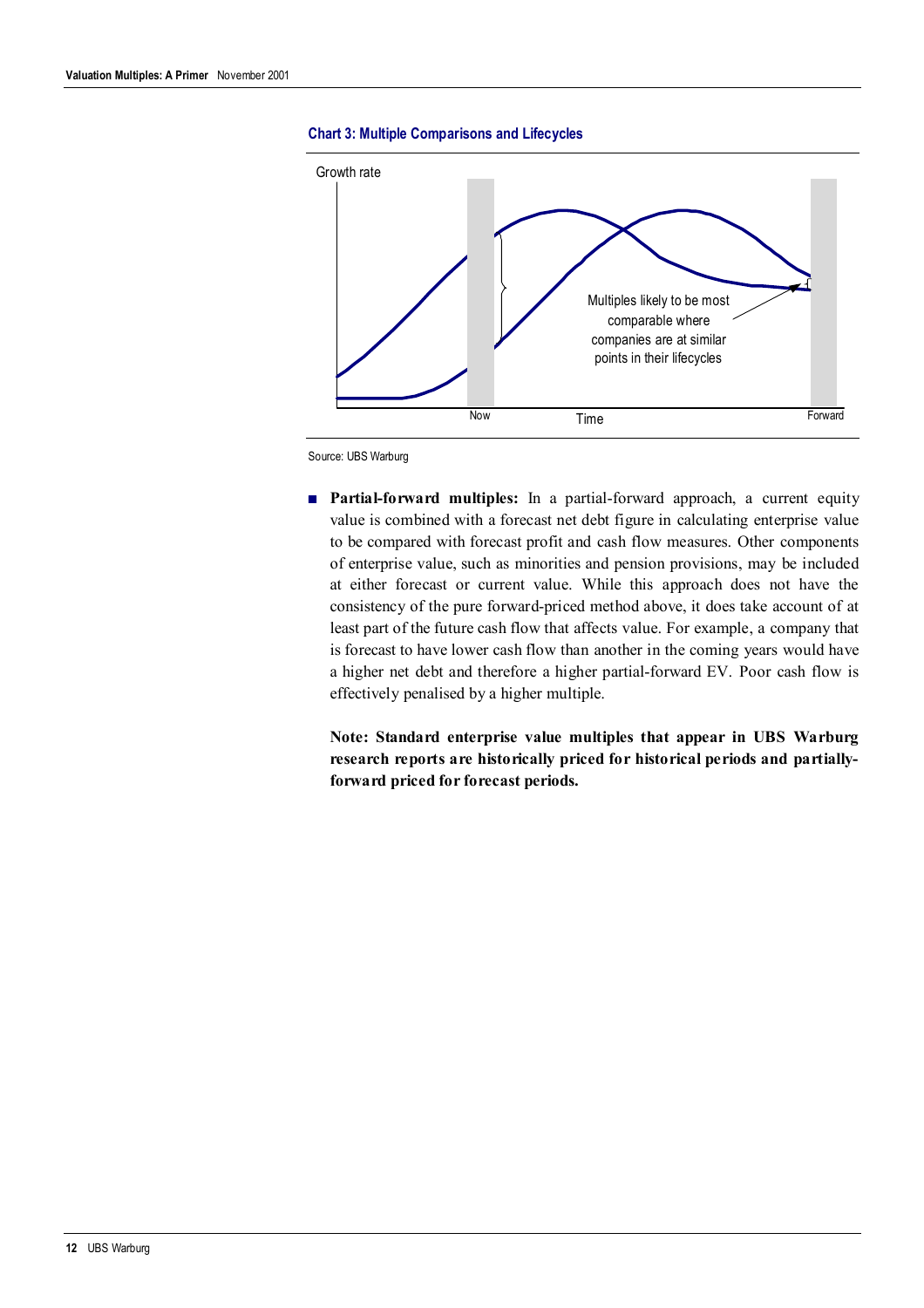**Chart 3: Multiple Comparisons and Lifecycles**

Growth rate

Multiples likely to be most comparable where companies are at similar points in their lifecycles

Now

Time

Forward

Source: UBS Warburg

- **Partial-forward multiples:** In a partial-forward approach, a current equity value is combined with a forecast net debt figure in calculating enterprise value to be compared with forecast profit and cash flow measures. Other components of enterprise value, such as minorities and pension provisions, may be included at either forecast or current value. While this approach does not have the consistency of the pure forward-priced method above, it does take account of at least part of the future cash flow that affects value. For example, a company that is forecast to have lower cash flow than another in the coming years would have a higher net debt and therefore a higher partial-forward EV. Poor cash flow is effectively penalised by a higher multiple.

  **Note: Standard enterprise value multiples that appear in UBS Warburg research reports are historically priced for historical periods and partially-forward priced for forecast periods.**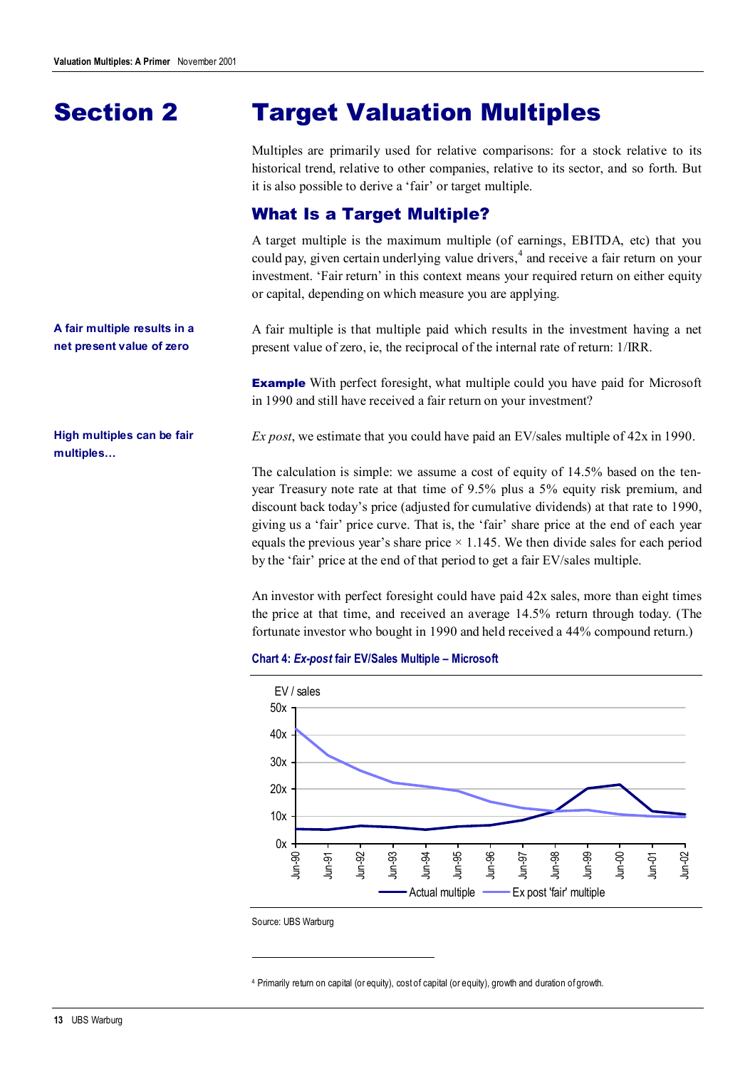# Section 2

# Target Valuation Multiples

Multiples are primarily used for relative comparisons: for a stock relative to its historical trend, relative to other companies, relative to its sector, and so forth. But it is also possible to derive a 'fair' or target multiple.

## What Is a Target Multiple?

A target multiple is the maximum multiple (of earnings, EBITDA, etc) that you could pay, given certain underlying value drivers,[4] and receive a fair return on your investment. 'Fair return' in this context means your required return on either equity or capital, depending on which measure you are applying.

**A fair multiple results in a net present value of zero**

A fair multiple is that multiple paid which results in the investment having a net present value of zero, ie, the reciprocal of the internal rate of return: 1/IRR.

**Example** With perfect foresight, what multiple could you have paid for Microsoft in 1990 and still have received a fair return on your investment?

**High multiples can be fair multiples…**

*Ex post*, we estimate that you could have paid an EV/sales multiple of 42x in 1990.

The calculation is simple: we assume a cost of equity of 14.5% based on the ten-year Treasury note rate at that time of 9.5% plus a 5% equity risk premium, and discount back today's price (adjusted for cumulative dividends) at that rate to 1990, giving us a 'fair' price curve. That is, the 'fair' share price at the end of each year equals the previous year's share price × 1.145. We then divide sales for each period by the 'fair' price at the end of that period to get a fair EV/sales multiple.

An investor with perfect foresight could have paid 42x sales, more than eight times the price at that time, and received an average 14.5% return through today. (The fortunate investor who bought in 1990 and held received a 44% compound return.)

**Chart 4: *Ex-post* fair EV/Sales Multiple – Microsoft**

EV / sales
50x
40x
30x
20x
10x
0x
Jun-90 Jun-91 Jun-92 Jun-93 Jun-94 Jun-95 Jun-96 Jun-97 Jun-98 Jun-99 Jun-00 Jun-01 Jun-02
Actual multiple
Ex post 'fair' multiple

Source: UBS Warburg

[4] Primarily return on capital (or equity), cost of capital (or equity), growth and duration of growth.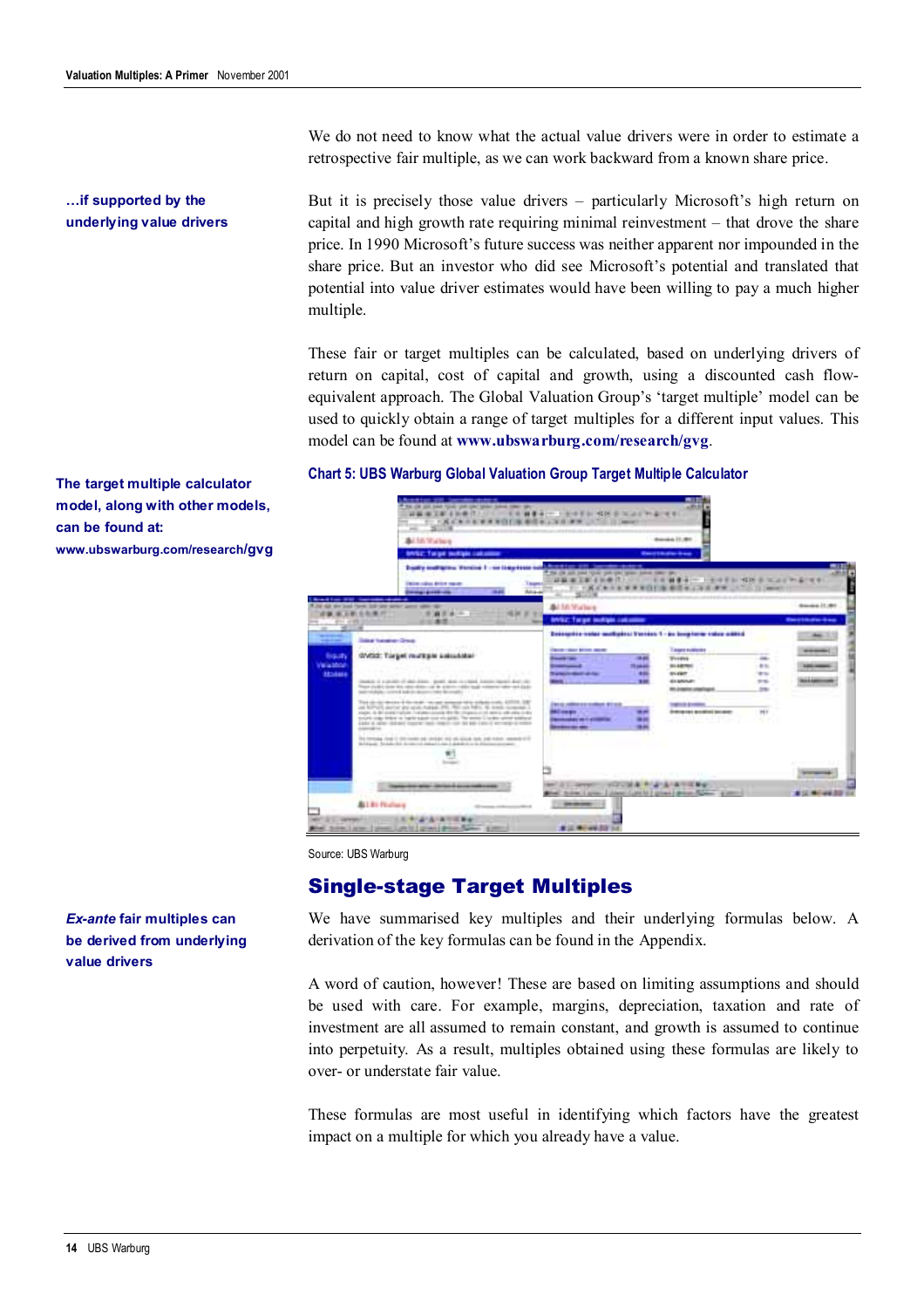We do not need to know what the actual value drivers were in order to estimate a retrospective fair multiple, as we can work backward from a known share price.

**…if supported by the underlying value drivers**

But it is precisely those value drivers – particularly Microsoft's high return on capital and high growth rate requiring minimal reinvestment – that drove the share price. In 1990 Microsoft's future success was neither apparent nor impounded in the share price. But an investor who did see Microsoft's potential and translated that potential into value driver estimates would have been willing to pay a much higher multiple.

These fair or target multiples can be calculated, based on underlying drivers of return on capital, cost of capital and growth, using a discounted cash flow-equivalent approach. The Global Valuation Group's 'target multiple' model can be used to quickly obtain a range of target multiples for a different input values. This model can be found at **www.ubswarburg.com/research/gvg**.

**The target multiple calculator model, along with other models, can be found at: www.ubswarburg.com/research/gvg**

**Chart 5: UBS Warburg Global Valuation Group Target Multiple Calculator**

Source: UBS Warburg

## Single-stage Target Multiples

***Ex-ante* fair multiples can be derived from underlying value drivers**

We have summarised key multiples and their underlying formulas below. A derivation of the key formulas can be found in the Appendix.

A word of caution, however! These are based on limiting assumptions and should be used with care. For example, margins, depreciation, taxation and rate of investment are all assumed to remain constant, and growth is assumed to continue into perpetuity. As a result, multiples obtained using these formulas are likely to over- or understate fair value.

These formulas are most useful in identifying which factors have the greatest impact on a multiple for which you already have a value.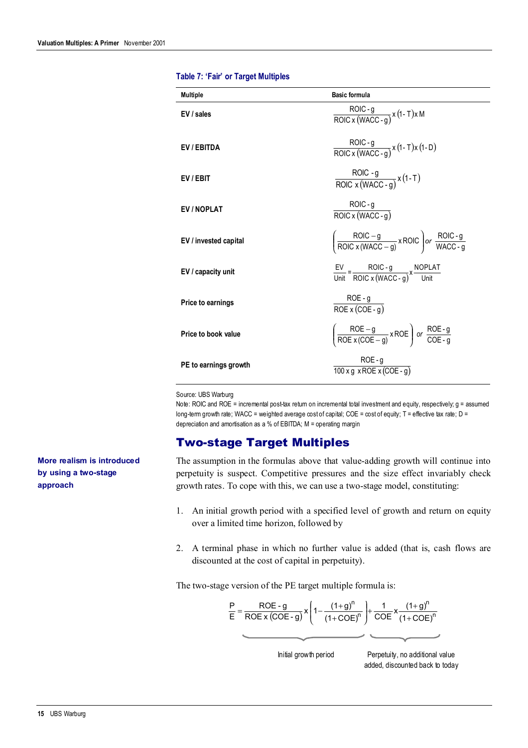Table 7: 'Fair' or Target Multiples

| Multiple | Basic formula |
| --- | --- |
| EV / sales | $\frac{ROIC - g}{ROIC \times (WACC - g)} \times (1 - T) \times M$ |
| EV / EBITDA | $\frac{ROIC - g}{ROIC \times (WACC - g)} \times (1 - T) \times (1 - D)$ |
| EV / EBIT | $\frac{ROIC - g}{ROIC \times (WACC - g)} \times (1 - T)$ |
| EV / NOPLAT | $\frac{ROIC - g}{ROIC \times (WACC - g)}$ |
| EV / invested capital | $\left(\frac{ROIC - g}{ROIC \times (WACC - g)} \times ROIC\right)$ *or* $\frac{ROIC - g}{WACC - g}$ |
| EV / capacity unit | $\frac{EV}{Unit} = \frac{ROIC - g}{ROIC \times (WACC - g)} \times \frac{NOPLAT}{Unit}$ |
| Price to earnings | $\frac{ROE - g}{ROE \times (COE - g)}$ |
| Price to book value | $\left(\frac{ROE - g}{ROE \times (COE - g)} \times ROE\right)$ *or* $\frac{ROE - g}{COE - g}$ |
| PE to earnings growth | $\frac{ROE - g}{100 \times g \times ROE \times (COE - g)}$ |

Source: UBS Warburg

Note: ROIC and ROE = incremental post-tax return on incremental total investment and equity, respectively; g = assumed long-term growth rate; WACC = weighted average cost of capital; COE = cost of equity; T = effective tax rate; D = depreciation and amortisation as a % of EBITDA; M = operating margin

## Two-stage Target Multiples

**More realism is introduced by using a two-stage approach**

The assumption in the formulas above that value-adding growth will continue into perpetuity is suspect. Competitive pressures and the size effect invariably check growth rates. To cope with this, we can use a two-stage model, constituting:

1. An initial growth period with a specified level of growth and return on equity over a limited time horizon, followed by
2. A terminal phase in which no further value is added (that is, cash flows are discounted at the cost of capital in perpetuity).

The two-stage version of the PE target multiple formula is:

$$\frac{P}{E} = \underbrace{\frac{ROE - g}{ROE \times (COE - g)} \times \left(1 - \frac{(1+g)^n}{(1+COE)^n}\right)}_{\text{Initial growth period}} + \underbrace{\frac{1}{COE} \times \frac{(1+g)^n}{(1+COE)^n}}_{\text{Perpetuity, no additional value added, discounted back to today}}$$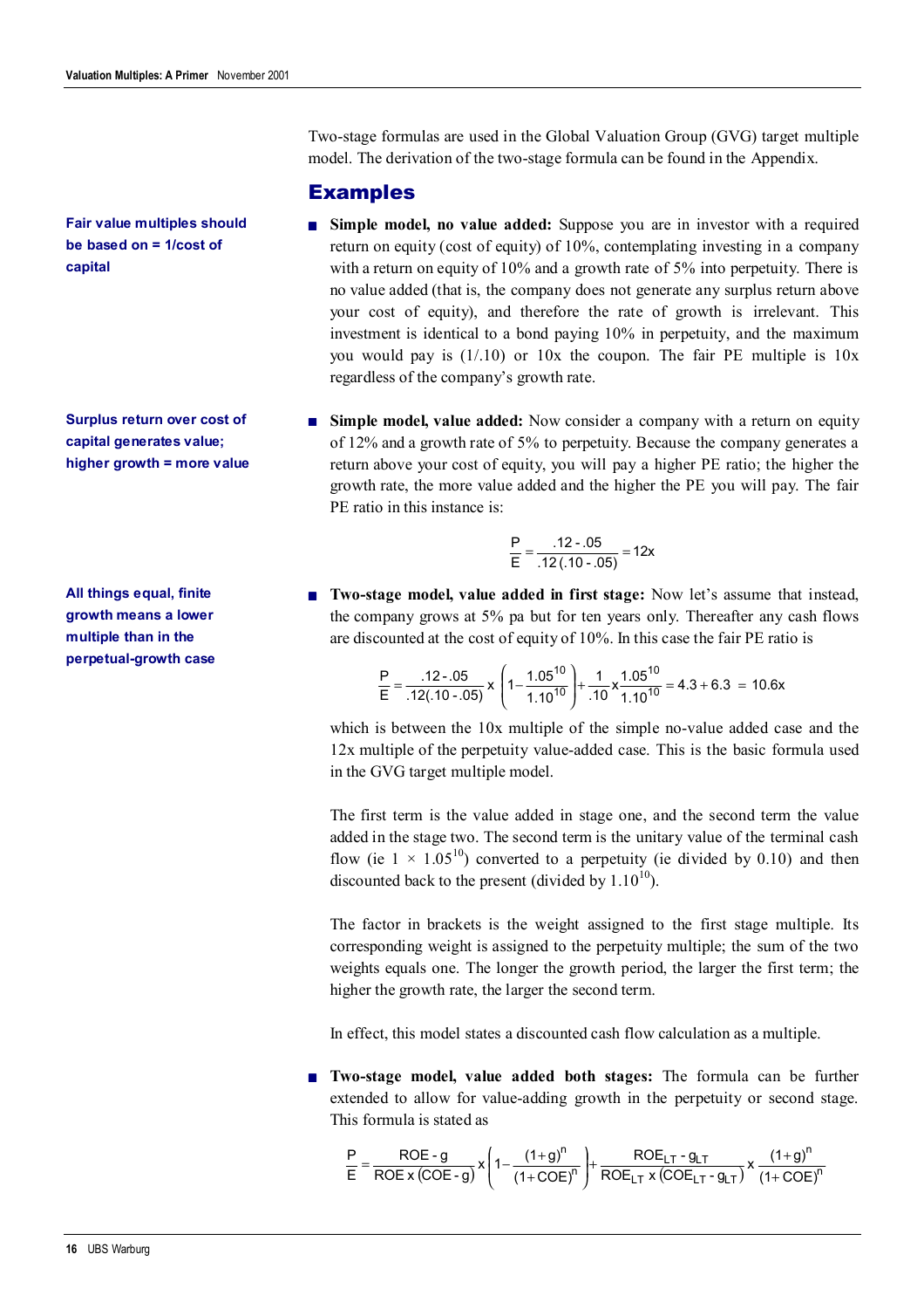Two-stage formulas are used in the Global Valuation Group (GVG) target multiple model. The derivation of the two-stage formula can be found in the Appendix.

## Examples

**Fair value multiples should be based on = 1/cost of capital**

- **Simple model, no value added:** Suppose you are in investor with a required return on equity (cost of equity) of 10%, contemplating investing in a company with a return on equity of 10% and a growth rate of 5% into perpetuity. There is no value added (that is, the company does not generate any surplus return above your cost of equity), and therefore the rate of growth is irrelevant. This investment is identical to a bond paying 10% in perpetuity, and the maximum you would pay is (1/.10) or 10x the coupon. The fair PE multiple is 10x regardless of the company's growth rate.

**Surplus return over cost of capital generates value; higher growth = more value**

- **Simple model, value added:** Now consider a company with a return on equity of 12% and a growth rate of 5% to perpetuity. Because the company generates a return above your cost of equity, you will pay a higher PE ratio; the higher the growth rate, the more value added and the higher the PE you will pay. The fair PE ratio in this instance is:

$$\frac{P}{E} = \frac{.12 - .05}{.12(.10 - .05)} = 12x$$

**All things equal, finite growth means a lower multiple than in the perpetual-growth case**

- **Two-stage model, value added in first stage:** Now let's assume that instead, the company grows at 5% pa but for ten years only. Thereafter any cash flows are discounted at the cost of equity of 10%. In this case the fair PE ratio is

$$\frac{P}{E} = \frac{.12 - .05}{.12(.10 - .05)} \times \left(1 - \frac{1.05^{10}}{1.10^{10}}\right) + \frac{1}{.10} \times \frac{1.05^{10}}{1.10^{10}} = 4.3 + 6.3 = 10.6x$$

  which is between the 10x multiple of the simple no-value added case and the 12x multiple of the perpetuity value-added case. This is the basic formula used in the GVG target multiple model.

  The first term is the value added in stage one, and the second term the value added in the stage two. The second term is the unitary value of the terminal cash flow (ie $1 \times 1.05^{10}$) converted to a perpetuity (ie divided by 0.10) and then discounted back to the present (divided by $1.10^{10}$).

  The factor in brackets is the weight assigned to the first stage multiple. Its corresponding weight is assigned to the perpetuity multiple; the sum of the two weights equals one. The longer the growth period, the larger the first term; the higher the growth rate, the larger the second term.

  In effect, this model states a discounted cash flow calculation as a multiple.

- **Two-stage model, value added both stages:** The formula can be further extended to allow for value-adding growth in the perpetuity or second stage. This formula is stated as

$$\frac{P}{E} = \frac{ROE - g}{ROE \times (COE - g)} \times \left(1 - \frac{(1+g)^n}{(1+COE)^n}\right) + \frac{ROE_{LT} - g_{LT}}{ROE_{LT} \times (COE_{LT} - g_{LT})} \times \frac{(1+g)^n}{(1+COE)^n}$$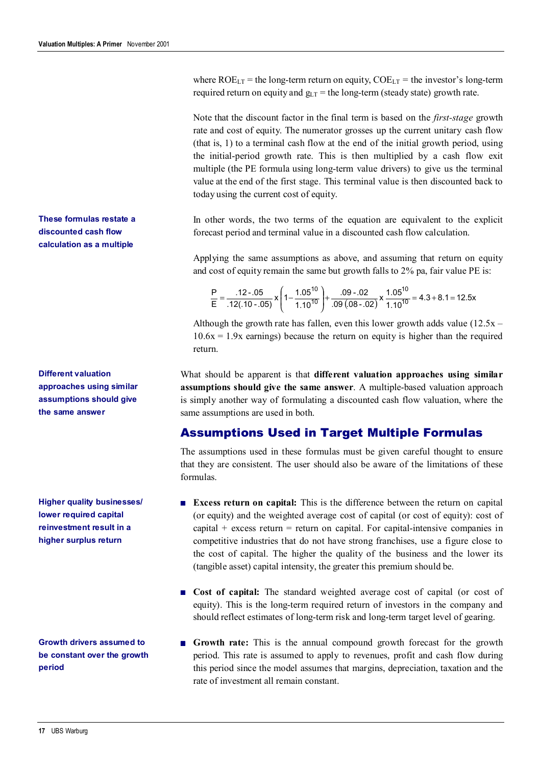where $ROE_{LT}$ = the long-term return on equity, $COE_{LT}$ = the investor's long-term required return on equity and $g_{LT}$ = the long-term (steady state) growth rate.

Note that the discount factor in the final term is based on the *first-stage* growth rate and cost of equity. The numerator grosses up the current unitary cash flow (that is, 1) to a terminal cash flow at the end of the initial growth period, using the initial-period growth rate. This is then multiplied by a cash flow exit multiple (the PE formula using long-term value drivers) to give us the terminal value at the end of the first stage. This terminal value is then discounted back to today using the current cost of equity.

**These formulas restate a discounted cash flow calculation as a multiple**

In other words, the two terms of the equation are equivalent to the explicit forecast period and terminal value in a discounted cash flow calculation.

Applying the same assumptions as above, and assuming that return on equity and cost of equity remain the same but growth falls to 2% pa, fair value PE is:

$$\frac{P}{E} = \frac{.12-.05}{.12(.10-.05)} \times \left(1-\frac{1.05^{10}}{1.10^{10}}\right) + \frac{.09-.02}{.09\,(.08-.02)} \times \frac{1.05^{10}}{1.10^{10}} = 4.3 + 8.1 = 12.5\text{x}$$

Although the growth rate has fallen, even this lower growth adds value (12.5x – 10.6x = 1.9x earnings) because the return on equity is higher than the required return.

**Different valuation approaches using similar assumptions should give the same answer**

What should be apparent is that **different valuation approaches using similar assumptions should give the same answer**. A multiple-based valuation approach is simply another way of formulating a discounted cash flow valuation, where the same assumptions are used in both.

## Assumptions Used in Target Multiple Formulas

The assumptions used in these formulas must be given careful thought to ensure that they are consistent. The user should also be aware of the limitations of these formulas.

**Higher quality businesses/ lower required capital reinvestment result in a higher surplus return**

- **Excess return on capital:** This is the difference between the return on capital (or equity) and the weighted average cost of capital (or cost of equity): cost of capital + excess return = return on capital. For capital-intensive companies in competitive industries that do not have strong franchises, use a figure close to the cost of capital. The higher the quality of the business and the lower its (tangible asset) capital intensity, the greater this premium should be.

- **Cost of capital:** The standard weighted average cost of capital (or cost of equity). This is the long-term required return of investors in the company and should reflect estimates of long-term risk and long-term target level of gearing.

**Growth drivers assumed to be constant over the growth period**

- **Growth rate:** This is the annual compound growth forecast for the growth period. This rate is assumed to apply to revenues, profit and cash flow during this period since the model assumes that margins, depreciation, taxation and the rate of investment all remain constant.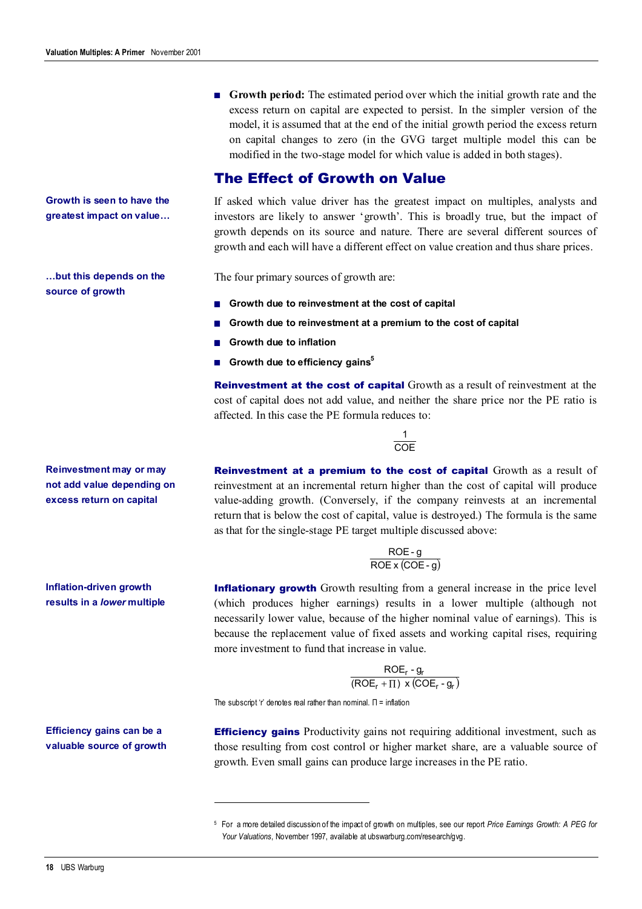- **Growth period:** The estimated period over which the initial growth rate and the excess return on capital are expected to persist. In the simpler version of the model, it is assumed that at the end of the initial growth period the excess return on capital changes to zero (in the GVG target multiple model this can be modified in the two-stage model for which value is added in both stages).

## The Effect of Growth on Value

**Growth is seen to have the greatest impact on value…**

If asked which value driver has the greatest impact on multiples, analysts and investors are likely to answer 'growth'. This is broadly true, but the impact of growth depends on its source and nature. There are several different sources of growth and each will have a different effect on value creation and thus share prices.

**…but this depends on the source of growth**

The four primary sources of growth are:

- **Growth due to reinvestment at the cost of capital**
- **Growth due to reinvestment at a premium to the cost of capital**
- **Growth due to inflation**
- **Growth due to efficiency gains**[5]

**Reinvestment at the cost of capital** Growth as a result of reinvestment at the cost of capital does not add value, and neither the share price nor the PE ratio is affected. In this case the PE formula reduces to:

$$\frac{1}{\text{COE}}$$

**Reinvestment may or may not add value depending on excess return on capital**

**Reinvestment at a premium to the cost of capital** Growth as a result of reinvestment at an incremental return higher than the cost of capital will produce value-adding growth. (Conversely, if the company reinvests at an incremental return that is below the cost of capital, value is destroyed.) The formula is the same as that for the single-stage PE target multiple discussed above:

$$\frac{\text{ROE - g}}{\text{ROE x (COE - g)}}$$

**Inflation-driven growth results in a *lower* multiple**

**Inflationary growth** Growth resulting from a general increase in the price level (which produces higher earnings) results in a lower multiple (although not necessarily lower value, because of the higher nominal value of earnings). This is because the replacement value of fixed assets and working capital rises, requiring more investment to fund that increase in value.

$$\frac{\text{ROE}_r - g_r}{(\text{ROE}_r + \Pi) \text{ x } (\text{COE}_r - g_r)}$$

The subscript 'r' denotes real rather than nominal. $\Pi$ = inflation

**Efficiency gains can be a valuable source of growth**

**Efficiency gains** Productivity gains not requiring additional investment, such as those resulting from cost control or higher market share, are a valuable source of growth. Even small gains can produce large increases in the PE ratio.

---

[5] For a more detailed discussion of the impact of growth on multiples, see our report *Price Earnings Growth: A PEG for Your Valuations*, November 1997, available at ubswarburg.com/research/gvg.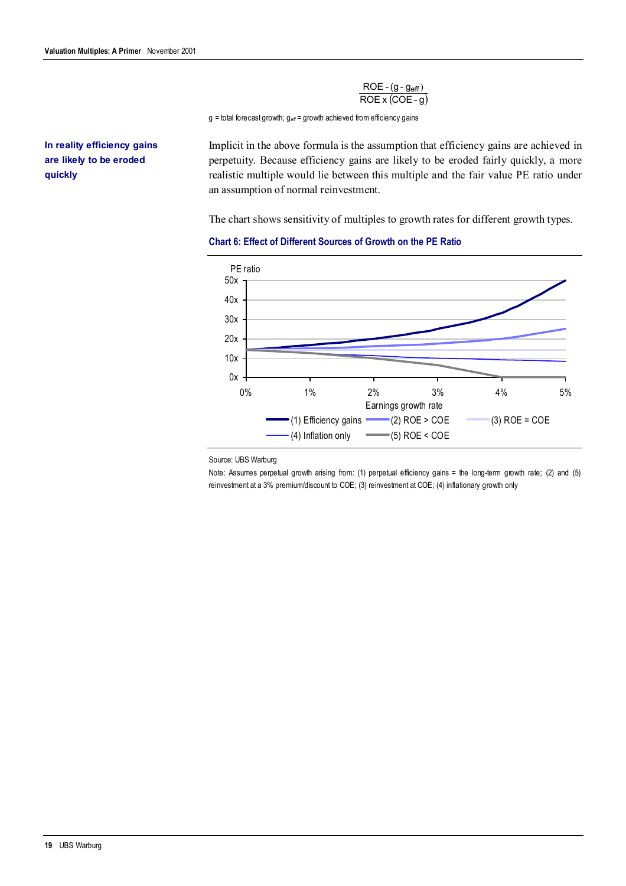$$\frac{ROE - (g - g_{eff})}{ROE \times (COE - g)}$$

g = total forecast growth; $g_{eff}$ = growth achieved from efficiency gains

**In reality efficiency gains are likely to be eroded quickly**

Implicit in the above formula is the assumption that efficiency gains are achieved in perpetuity. Because efficiency gains are likely to be eroded fairly quickly, a more realistic multiple would lie between this multiple and the fair value PE ratio under an assumption of normal reinvestment.

The chart shows sensitivity of multiples to growth rates for different growth types.

**Chart 6: Effect of Different Sources of Growth on the PE Ratio**

PE ratio

50x
40x
30x
20x
10x
0x

0%
1%
2%
3%
4%
5%

Earnings growth rate

(1) Efficiency gains
(2) ROE > COE
(3) ROE = COE
(4) Inflation only
(5) ROE < COE

Source: UBS Warburg

Note: Assumes perpetual growth arising from: (1) perpetual efficiency gains = the long-term growth rate; (2) and (5) reinvestment at a 3% premium/discount to COE; (3) reinvestment at COE; (4) inflationary growth only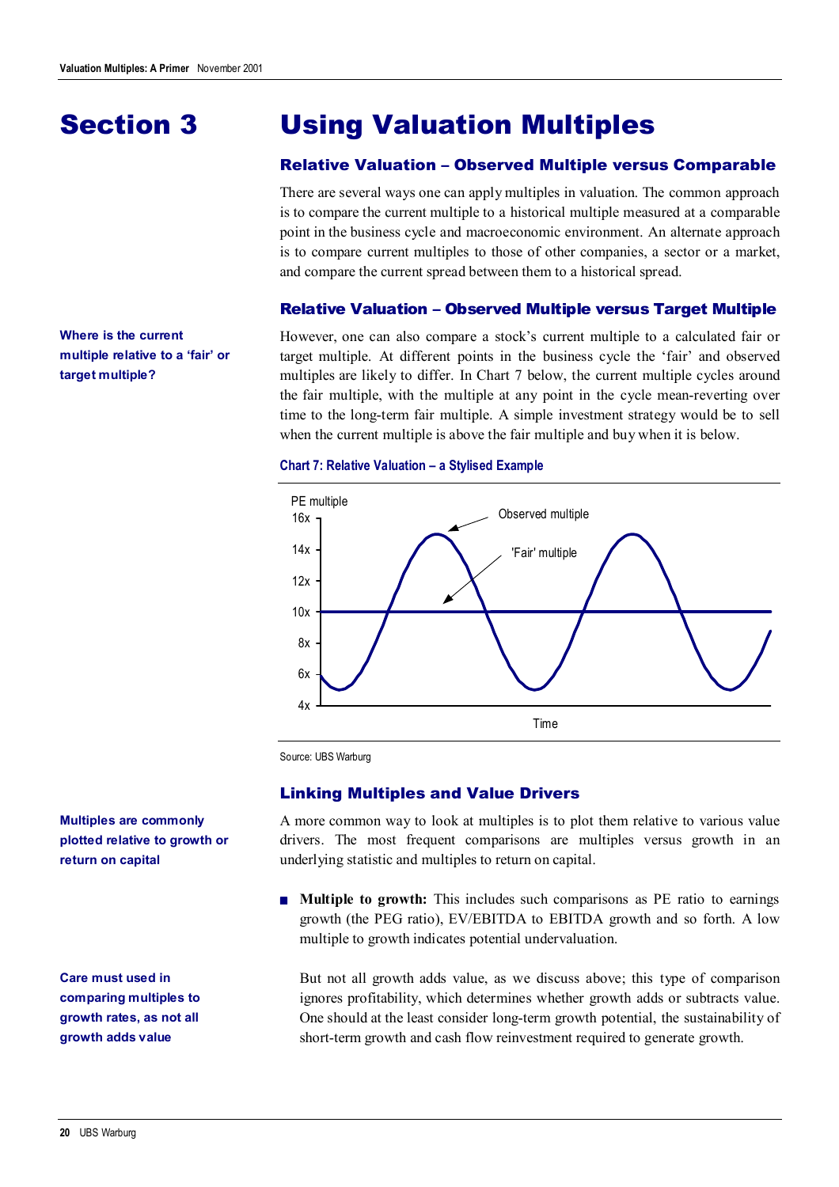# Section 3

# Using Valuation Multiples

## Relative Valuation – Observed Multiple versus Comparable

There are several ways one can apply multiples in valuation. The common approach is to compare the current multiple to a historical multiple measured at a comparable point in the business cycle and macroeconomic environment. An alternate approach is to compare current multiples to those of other companies, a sector or a market, and compare the current spread between them to a historical spread.

## Relative Valuation – Observed Multiple versus Target Multiple

**Where is the current multiple relative to a 'fair' or target multiple?**

However, one can also compare a stock's current multiple to a calculated fair or target multiple. At different points in the business cycle the 'fair' and observed multiples are likely to differ. In Chart 7 below, the current multiple cycles around the fair multiple, with the multiple at any point in the cycle mean-reverting over time to the long-term fair multiple. A simple investment strategy would be to sell when the current multiple is above the fair multiple and buy when it is below.

**Chart 7: Relative Valuation – a Stylised Example**

PE multiple
16x
14x
12x
10x
8x
6x
4x
Observed multiple
'Fair' multiple
Time

Source: UBS Warburg

## Linking Multiples and Value Drivers

**Multiples are commonly plotted relative to growth or return on capital**

A more common way to look at multiples is to plot them relative to various value drivers. The most frequent comparisons are multiples versus growth in an underlying statistic and multiples to return on capital.

- **Multiple to growth:** This includes such comparisons as PE ratio to earnings growth (the PEG ratio), EV/EBITDA to EBITDA growth and so forth. A low multiple to growth indicates potential undervaluation.

  **Care must used in comparing multiples to growth rates, as not all growth adds value**

  But not all growth adds value, as we discuss above; this type of comparison ignores profitability, which determines whether growth adds or subtracts value. One should at the least consider long-term growth potential, the sustainability of short-term growth and cash flow reinvestment required to generate growth.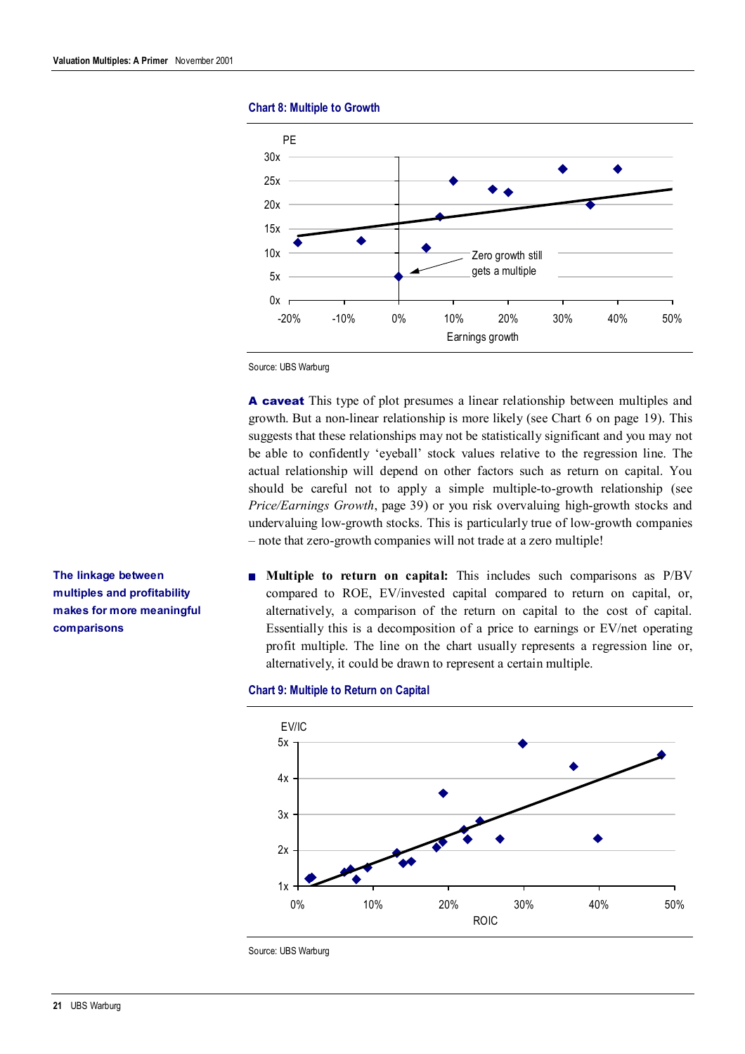**Chart 8: Multiple to Growth**

PE

30x
25x
20x
15x
10x
5x
0x

-20% -10% 0% 10% 20% 30% 40% 50%

Earnings growth

Zero growth still gets a multiple

Source: UBS Warburg

**A caveat** This type of plot presumes a linear relationship between multiples and growth. But a non-linear relationship is more likely (see Chart 6 on page 19). This suggests that these relationships may not be statistically significant and you may not be able to confidently 'eyeball' stock values relative to the regression line. The actual relationship will depend on other factors such as return on capital. You should be careful not to apply a simple multiple-to-growth relationship (see *Price/Earnings Growth*, page 39) or you risk overvaluing high-growth stocks and undervaluing low-growth stocks. This is particularly true of low-growth companies – note that zero-growth companies will not trade at a zero multiple!

**The linkage between multiples and profitability makes for more meaningful comparisons**

- **Multiple to return on capital:** This includes such comparisons as P/BV compared to ROE, EV/invested capital compared to return on capital, or, alternatively, a comparison of the return on capital to the cost of capital. Essentially this is a decomposition of a price to earnings or EV/net operating profit multiple. The line on the chart usually represents a regression line or, alternatively, it could be drawn to represent a certain multiple.

**Chart 9: Multiple to Return on Capital**

EV/IC

5x
4x
3x
2x
1x

0% 10% 20% 30% 40% 50%

ROIC

Source: UBS Warburg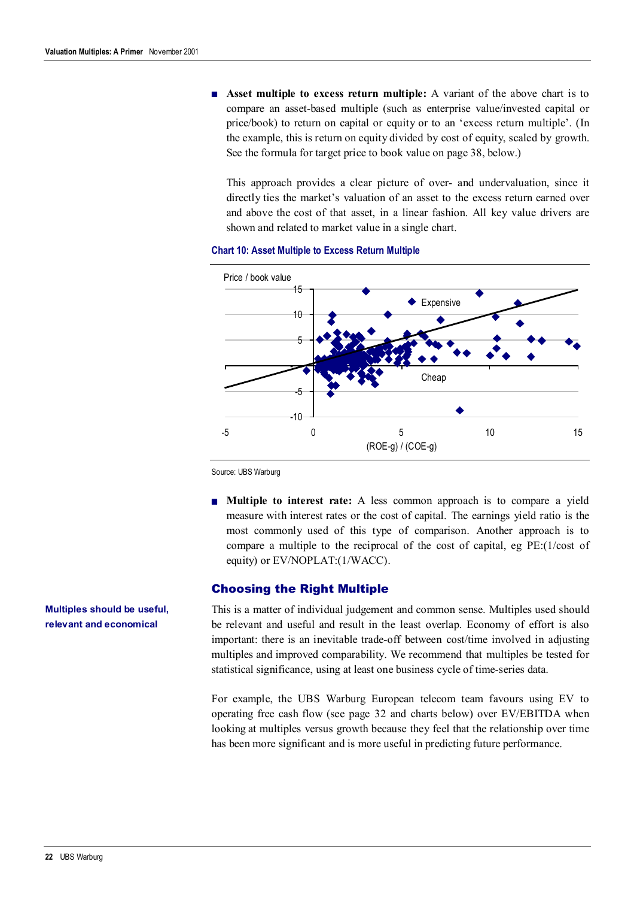- **Asset multiple to excess return multiple:** A variant of the above chart is to compare an asset-based multiple (such as enterprise value/invested capital or price/book) to return on capital or equity or to an 'excess return multiple'. (In the example, this is return on equity divided by cost of equity, scaled by growth. See the formula for target price to book value on page 38, below.)

  This approach provides a clear picture of over- and undervaluation, since it directly ties the market's valuation of an asset to the excess return earned over and above the cost of that asset, in a linear fashion. All key value drivers are shown and related to market value in a single chart.

**Chart 10: Asset Multiple to Excess Return Multiple**

Price / book value

15
10
5
-5
-10

Expensive

Cheap

-5
0
5
10
15

(ROE-g) / (COE-g)

Source: UBS Warburg

- **Multiple to interest rate:** A less common approach is to compare a yield measure with interest rates or the cost of capital. The earnings yield ratio is the most commonly used of this type of comparison. Another approach is to compare a multiple to the reciprocal of the cost of capital, eg PE:(1/cost of equity) or EV/NOPLAT:(1/WACC).

## Choosing the Right Multiple

**Multiples should be useful, relevant and economical**

This is a matter of individual judgement and common sense. Multiples used should be relevant and useful and result in the least overlap. Economy of effort is also important: there is an inevitable trade-off between cost/time involved in adjusting multiples and improved comparability. We recommend that multiples be tested for statistical significance, using at least one business cycle of time-series data.

For example, the UBS Warburg European telecom team favours using EV to operating free cash flow (see page 32 and charts below) over EV/EBITDA when looking at multiples versus growth because they feel that the relationship over time has been more significant and is more useful in predicting future performance.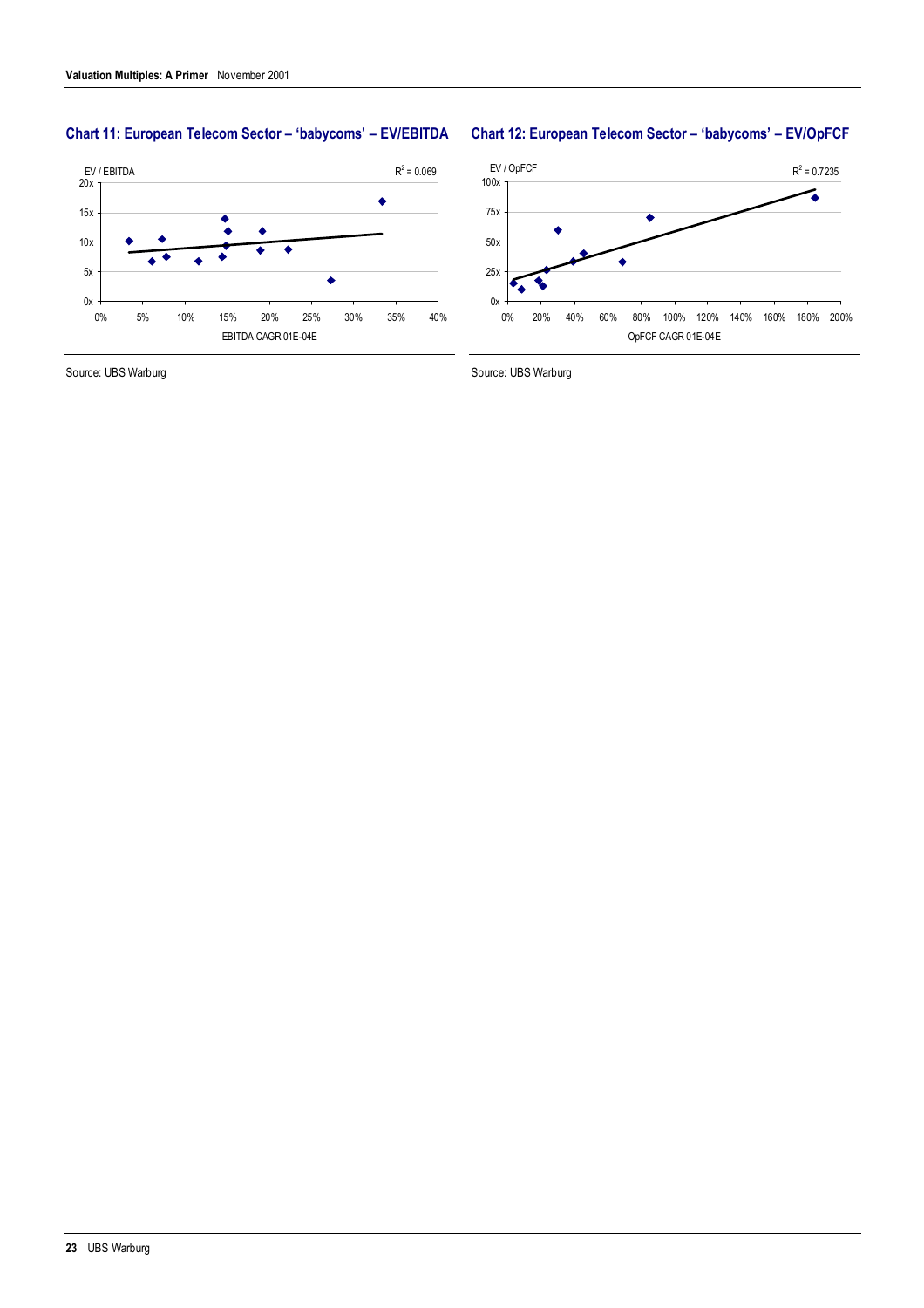### Chart 11: European Telecom Sector – 'babycoms' – EV/EBITDA

EV / EBITDA

$R^2 = 0.069$

20x
15x
10x
5x
0x

0% 5% 10% 15% 20% 25% 30% 35% 40%

EBITDA CAGR 01E-04E

Source: UBS Warburg

### Chart 12: European Telecom Sector – 'babycoms' – EV/OpFCF

EV / OpFCF

$R^2 = 0.7235$

100x
75x
50x
25x
0x

0% 20% 40% 60% 80% 100% 120% 140% 160% 180% 200%

OpFCF CAGR 01E-04E

Source: UBS Warburg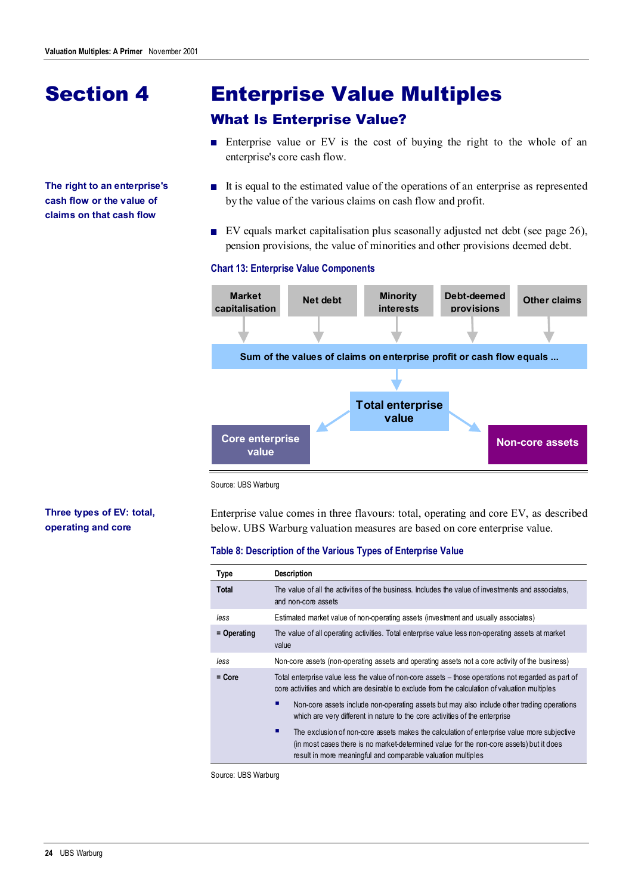# Section 4

# Enterprise Value Multiples

## What Is Enterprise Value?

**The right to an enterprise's cash flow or the value of claims on that cash flow**

- Enterprise value or EV is the cost of buying the right to the whole of an enterprise's core cash flow.
- It is equal to the estimated value of the operations of an enterprise as represented by the value of the various claims on cash flow and profit.
- EV equals market capitalisation plus seasonally adjusted net debt (see page 26), pension provisions, the value of minorities and other provisions deemed debt.

**Chart 13: Enterprise Value Components**

Market capitalisation
Net debt
Minority interests
Debt-deemed provisions
Other claims

Sum of the values of claims on enterprise profit or cash flow equals ...

Total enterprise value

Core enterprise value
Non-core assets

Source: UBS Warburg

**Three types of EV: total, operating and core**

Enterprise value comes in three flavours: total, operating and core EV, as described below. UBS Warburg valuation measures are based on core enterprise value.

**Table 8: Description of the Various Types of Enterprise Value**

| Type | Description |
|---|---|
| **Total** | The value of all the activities of the business. Includes the value of investments and associates, and non-core assets |
| *less* | Estimated market value of non-operating assets (investment and usually associates) |
| **= Operating** | The value of all operating activities. Total enterprise value less non-operating assets at market value |
| *less* | Non-core assets (non-operating assets and operating assets not a core activity of the business) |
| **= Core** | Total enterprise value less the value of non-core assets – those operations not regarded as part of core activities and which are desirable to exclude from the calculation of valuation multiples<br>▪ Non-core assets include non-operating assets but may also include other trading operations which are very different in nature to the core activities of the enterprise<br>▪ The exclusion of non-core assets makes the calculation of enterprise value more subjective (in most cases there is no market-determined value for the non-core assets) but it does result in more meaningful and comparable valuation multiples |

Source: UBS Warburg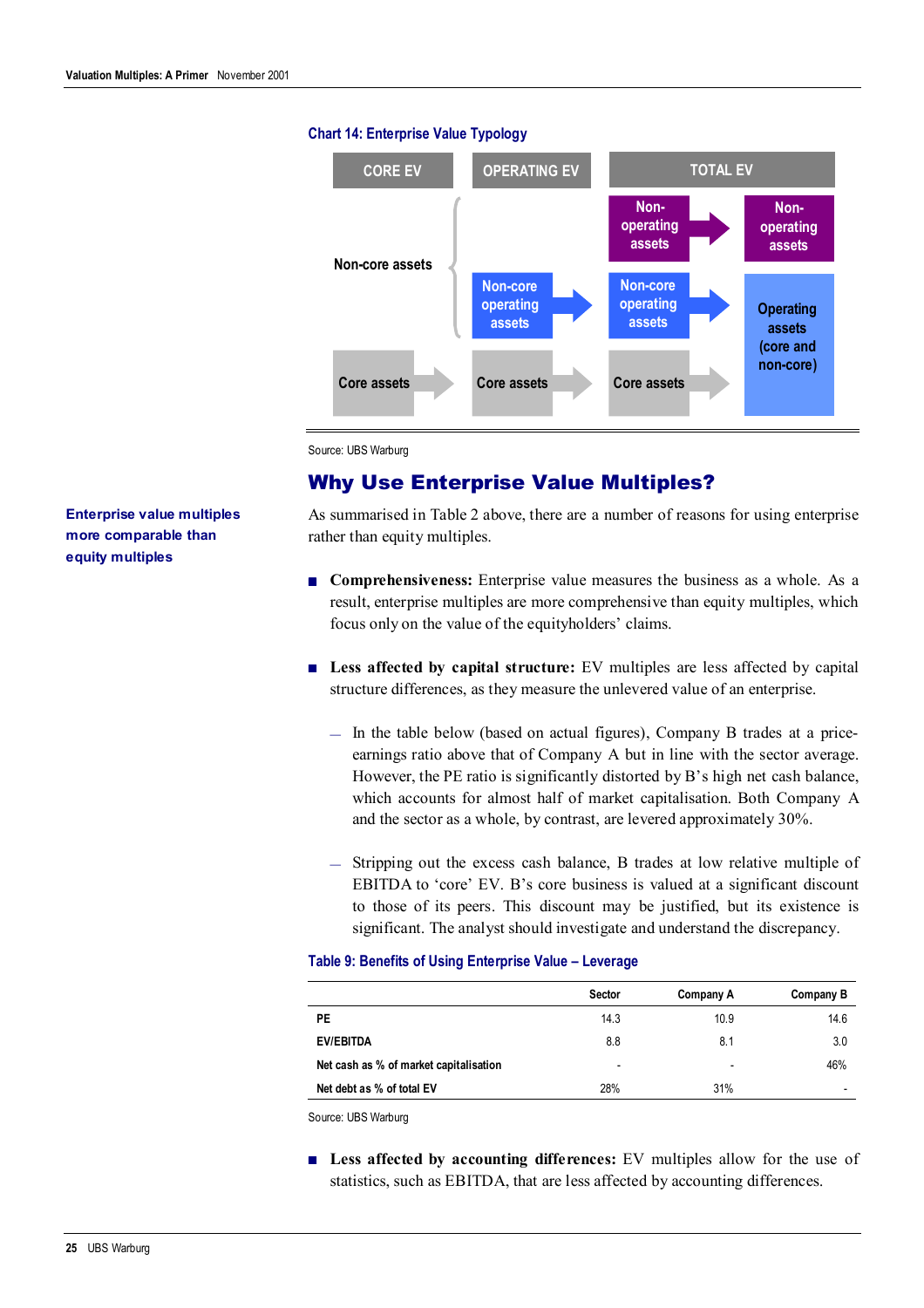**Chart 14: Enterprise Value Typology**

CORE EV

OPERATING EV

TOTAL EV

Non-core assets

Non-operating assets

Non-operating assets

Non-core operating assets

Non-core operating assets

Operating assets (core and non-core)

Core assets

Core assets

Core assets

Source: UBS Warburg

## Why Use Enterprise Value Multiples?

**Enterprise value multiples more comparable than equity multiples**

As summarised in Table 2 above, there are a number of reasons for using enterprise rather than equity multiples.

- **Comprehensiveness:** Enterprise value measures the business as a whole. As a result, enterprise multiples are more comprehensive than equity multiples, which focus only on the value of the equityholders' claims.

- **Less affected by capital structure:** EV multiples are less affected by capital structure differences, as they measure the unlevered value of an enterprise.
  - In the table below (based on actual figures), Company B trades at a price-earnings ratio above that of Company A but in line with the sector average. However, the PE ratio is significantly distorted by B's high net cash balance, which accounts for almost half of market capitalisation. Both Company A and the sector as a whole, by contrast, are levered approximately 30%.
  - Stripping out the excess cash balance, B trades at low relative multiple of EBITDA to 'core' EV. B's core business is valued at a significant discount to those of its peers. This discount may be justified, but its existence is significant. The analyst should investigate and understand the discrepancy.

**Table 9: Benefits of Using Enterprise Value – Leverage**

| | Sector | Company A | Company B |
|---|---|---|---|
| PE | 14.3 | 10.9 | 14.6 |
| EV/EBITDA | 8.8 | 8.1 | 3.0 |
| Net cash as % of market capitalisation | - | - | 46% |
| Net debt as % of total EV | 28% | 31% | - |

Source: UBS Warburg

- **Less affected by accounting differences:** EV multiples allow for the use of statistics, such as EBITDA, that are less affected by accounting differences.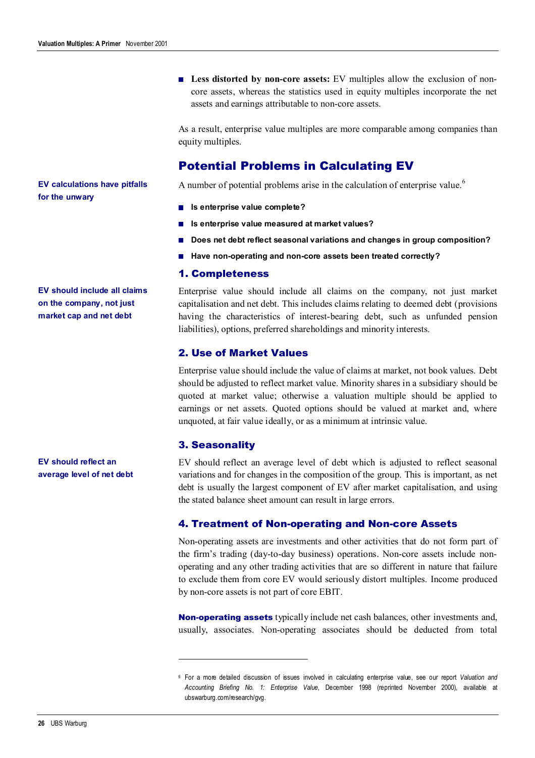- **Less distorted by non-core assets:** EV multiples allow the exclusion of non-core assets, whereas the statistics used in equity multiples incorporate the net assets and earnings attributable to non-core assets.

As a result, enterprise value multiples are more comparable among companies than equity multiples.

## Potential Problems in Calculating EV

**EV calculations have pitfalls for the unwary**

A number of potential problems arise in the calculation of enterprise value.[6]

- **Is enterprise value complete?**
- **Is enterprise value measured at market values?**
- **Does net debt reflect seasonal variations and changes in group composition?**
- **Have non-operating and non-core assets been treated correctly?**

### 1. Completeness

**EV should include all claims on the company, not just market cap and net debt**

Enterprise value should include all claims on the company, not just market capitalisation and net debt. This includes claims relating to deemed debt (provisions having the characteristics of interest-bearing debt, such as unfunded pension liabilities), options, preferred shareholdings and minority interests.

### 2. Use of Market Values

Enterprise value should include the value of claims at market, not book values. Debt should be adjusted to reflect market value. Minority shares in a subsidiary should be quoted at market value; otherwise a valuation multiple should be applied to earnings or net assets. Quoted options should be valued at market and, where unquoted, at fair value ideally, or as a minimum at intrinsic value.

### 3. Seasonality

**EV should reflect an average level of net debt**

EV should reflect an average level of debt which is adjusted to reflect seasonal variations and for changes in the composition of the group. This is important, as net debt is usually the largest component of EV after market capitalisation, and using the stated balance sheet amount can result in large errors.

### 4. Treatment of Non-operating and Non-core Assets

Non-operating assets are investments and other activities that do not form part of the firm's trading (day-to-day business) operations. Non-core assets include non-operating and any other trading activities that are so different in nature that failure to exclude them from core EV would seriously distort multiples. Income produced by non-core assets is not part of core EBIT.

**Non-operating assets** typically include net cash balances, other investments and, usually, associates. Non-operating associates should be deducted from total

---

[6] For a more detailed discussion of issues involved in calculating enterprise value, see our report *Valuation and Accounting Briefing No. 1: Enterprise Value*, December 1998 (reprinted November 2000), available at ubswarburg.com/research/gvg.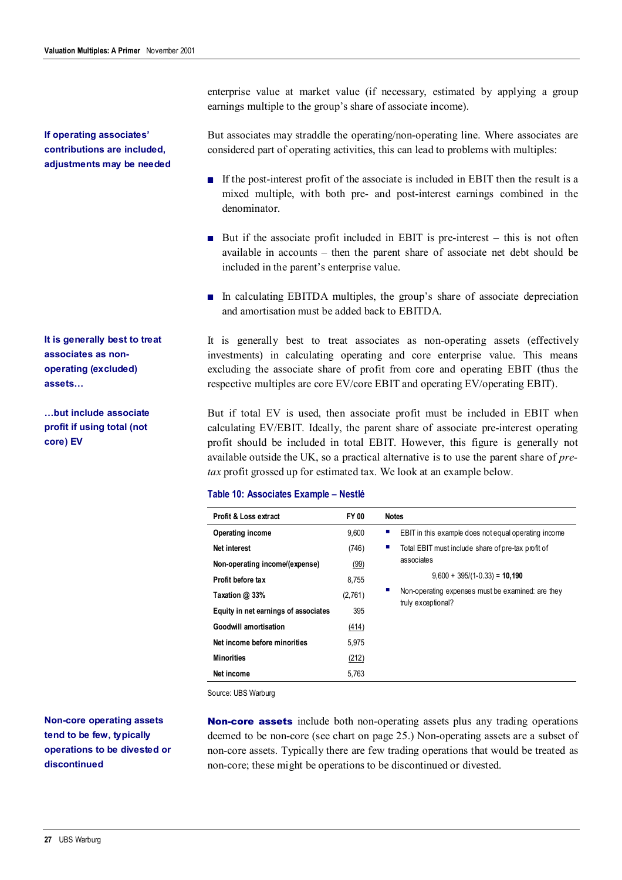enterprise value at market value (if necessary, estimated by applying a group earnings multiple to the group's share of associate income).

**If operating associates' contributions are included, adjustments may be needed**

But associates may straddle the operating/non-operating line. Where associates are considered part of operating activities, this can lead to problems with multiples:

- If the post-interest profit of the associate is included in EBIT then the result is a mixed multiple, with both pre- and post-interest earnings combined in the denominator.
- But if the associate profit included in EBIT is pre-interest – this is not often available in accounts – then the parent share of associate net debt should be included in the parent's enterprise value.
- In calculating EBITDA multiples, the group's share of associate depreciation and amortisation must be added back to EBITDA.

**It is generally best to treat associates as non-operating (excluded) assets…**

It is generally best to treat associates as non-operating assets (effectively investments) in calculating operating and core enterprise value. This means excluding the associate share of profit from core and operating EBIT (thus the respective multiples are core EV/core EBIT and operating EV/operating EBIT).

**…but include associate profit if using total (not core) EV**

But if total EV is used, then associate profit must be included in EBIT when calculating EV/EBIT. Ideally, the parent share of associate pre-interest operating profit should be included in total EBIT. However, this figure is generally not available outside the UK, so a practical alternative is to use the parent share of *pre-tax* profit grossed up for estimated tax. We look at an example below.

**Table 10: Associates Example – Nestlé**

| Profit & Loss extract | FY 00 | Notes |
|---|---|---|
| Operating income | 9,600 | EBIT in this example does not equal operating income |
| Net interest | (746) | Total EBIT must include share of pre-tax profit of associates |
| Non-operating income/(expense) | (99) | $9{,}600 + 395/(1-0.33) = \mathbf{10{,}190}$ |
| Profit before tax | 8,755 | Non-operating expenses must be examined: are they truly exceptional? |
| Taxation @ 33% | (2,761) | |
| Equity in net earnings of associates | 395 | |
| Goodwill amortisation | (414) | |
| Net income before minorities | 5,975 | |
| Minorities | (212) | |
| Net income | 5,763 | |

Source: UBS Warburg

**Non-core operating assets tend to be few, typically operations to be divested or discontinued**

**Non-core assets** include both non-operating assets plus any trading operations deemed to be non-core (see chart on page 25.) Non-operating assets are a subset of non-core assets. Typically there are few trading operations that would be treated as non-core; these might be operations to be discontinued or divested.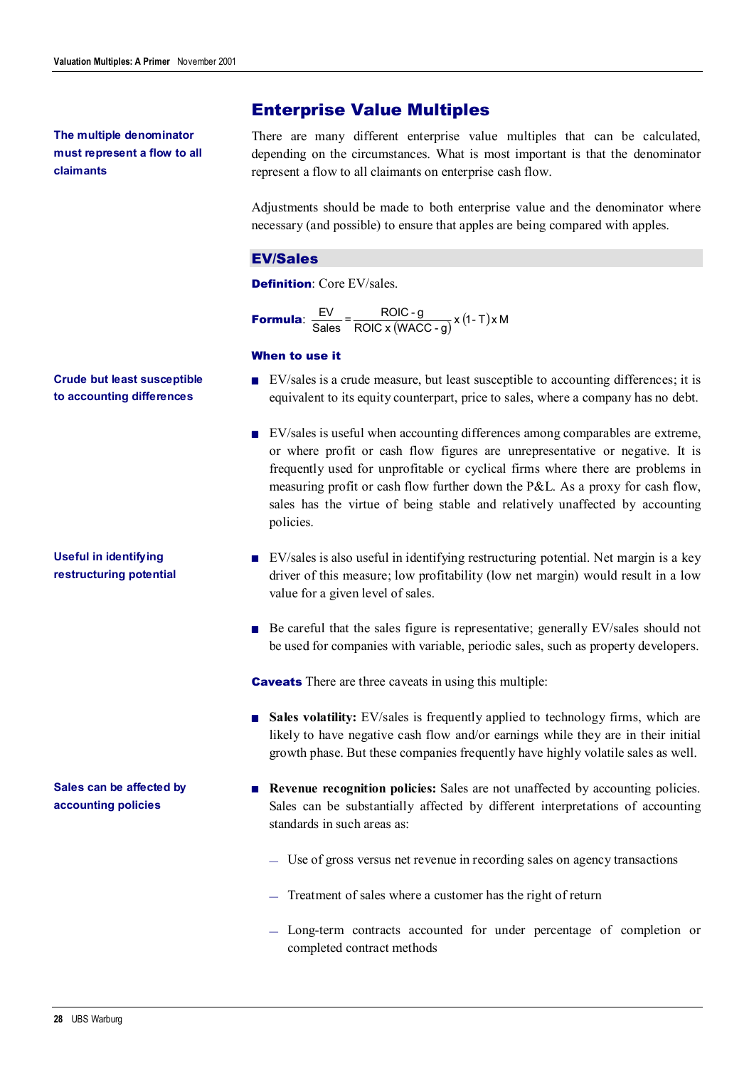## Enterprise Value Multiples

**The multiple denominator must represent a flow to all claimants**

There are many different enterprise value multiples that can be calculated, depending on the circumstances. What is most important is that the denominator represent a flow to all claimants on enterprise cash flow.

Adjustments should be made to both enterprise value and the denominator where necessary (and possible) to ensure that apples are being compared with apples.

### EV/Sales

**Definition**: Core EV/sales.

**Formula**: $\frac{EV}{Sales} = \frac{ROIC - g}{ROIC \times (WACC - g)} \times (1 - T) \times M$

**When to use it**

**Crude but least susceptible to accounting differences**

- EV/sales is a crude measure, but least susceptible to accounting differences; it is equivalent to its equity counterpart, price to sales, where a company has no debt.

- EV/sales is useful when accounting differences among comparables are extreme, or where profit or cash flow figures are unrepresentative or negative. It is frequently used for unprofitable or cyclical firms where there are problems in measuring profit or cash flow further down the P&L. As a proxy for cash flow, sales has the virtue of being stable and relatively unaffected by accounting policies.

**Useful in identifying restructuring potential**

- EV/sales is also useful in identifying restructuring potential. Net margin is a key driver of this measure; low profitability (low net margin) would result in a low value for a given level of sales.

- Be careful that the sales figure is representative; generally EV/sales should not be used for companies with variable, periodic sales, such as property developers.

**Caveats** There are three caveats in using this multiple:

- **Sales volatility:** EV/sales is frequently applied to technology firms, which are likely to have negative cash flow and/or earnings while they are in their initial growth phase. But these companies frequently have highly volatile sales as well.

**Sales can be affected by accounting policies**

- **Revenue recognition policies:** Sales are not unaffected by accounting policies. Sales can be substantially affected by different interpretations of accounting standards in such areas as:
  - Use of gross versus net revenue in recording sales on agency transactions
  - Treatment of sales where a customer has the right of return
  - Long-term contracts accounted for under percentage of completion or completed contract methods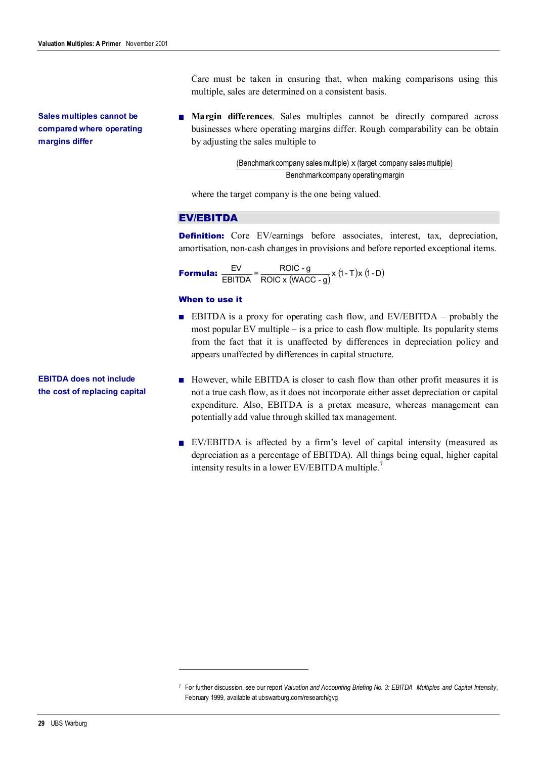Care must be taken in ensuring that, when making comparisons using this multiple, sales are determined on a consistent basis.

**Sales multiples cannot be compared where operating margins differ**

- **Margin differences**. Sales multiples cannot be directly compared across businesses where operating margins differ. Rough comparability can be obtain by adjusting the sales multiple to

$$\frac{\text{(Benchmark company sales multiple) x (target company sales multiple)}}{\text{Benchmark company operating margin}}$$

where the target company is the one being valued.

## EV/EBITDA

**Definition:** Core EV/earnings before associates, interest, tax, depreciation, amortisation, non-cash changes in provisions and before reported exceptional items.

**Formula:** $\frac{\text{EV}}{\text{EBITDA}} = \frac{\text{ROIC - g}}{\text{ROIC x (WACC - g)}} \text{ x } (1 - \text{T}) \text{x } (1 - \text{D})$

### When to use it

- EBITDA is a proxy for operating cash flow, and EV/EBITDA – probably the most popular EV multiple – is a price to cash flow multiple. Its popularity stems from the fact that it is unaffected by differences in depreciation policy and appears unaffected by differences in capital structure.

**EBITDA does not include the cost of replacing capital**

- However, while EBITDA is closer to cash flow than other profit measures it is not a true cash flow, as it does not incorporate either asset depreciation or capital expenditure. Also, EBITDA is a pretax measure, whereas management can potentially add value through skilled tax management.

- EV/EBITDA is affected by a firm's level of capital intensity (measured as depreciation as a percentage of EBITDA). All things being equal, higher capital intensity results in a lower EV/EBITDA multiple.[7]

---

[7] For further discussion, see our report *Valuation and Accounting Briefing No. 3: EBITDA Multiples and Capital Intensity*, February 1999, available at ubswarburg.com/research/gvg.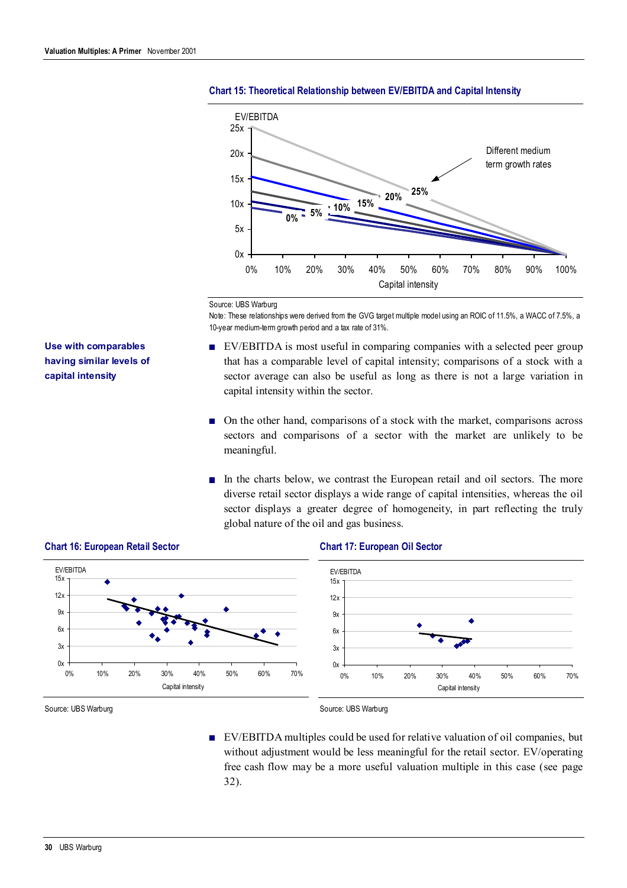### Chart 15: Theoretical Relationship between EV/EBITDA and Capital Intensity

EV/EBITDA

25x
20x
15x
10x
5x
0x

0% 10% 20% 30% 40% 50% 60% 70% 80% 90% 100%

Capital intensity

Different medium term growth rates

25%
20%
15%
10%
5%
0%

Source: UBS Warburg

Note: These relationships were derived from the GVG target multiple model using an ROIC of 11.5%, a WACC of 7.5%, a 10-year medium-term growth period and a tax rate of 31%.

**Use with comparables having similar levels of capital intensity**

- EV/EBITDA is most useful in comparing companies with a selected peer group that has a comparable level of capital intensity; comparisons of a stock with a sector average can also be useful as long as there is not a large variation in capital intensity within the sector.

- On the other hand, comparisons of a stock with the market, comparisons across sectors and comparisons of a sector with the market are unlikely to be meaningful.

- In the charts below, we contrast the European retail and oil sectors. The more diverse retail sector displays a wide range of capital intensities, whereas the oil sector displays a greater degree of homogeneity, in part reflecting the truly global nature of the oil and gas business.

### Chart 16: European Retail Sector

EV/EBITDA

15x
12x
9x
6x
3x
0x

0% 10% 20% 30% 40% 50% 60% 70%

Capital intensity

Source: UBS Warburg

### Chart 17: European Oil Sector

EV/EBITDA

15x
12x
9x
6x
3x
0x

0% 10% 20% 30% 40% 50% 60% 70%

Capital intensity

Source: UBS Warburg

- EV/EBITDA multiples could be used for relative valuation of oil companies, but without adjustment would be less meaningful for the retail sector. EV/operating free cash flow may be a more useful valuation multiple in this case (see page 32).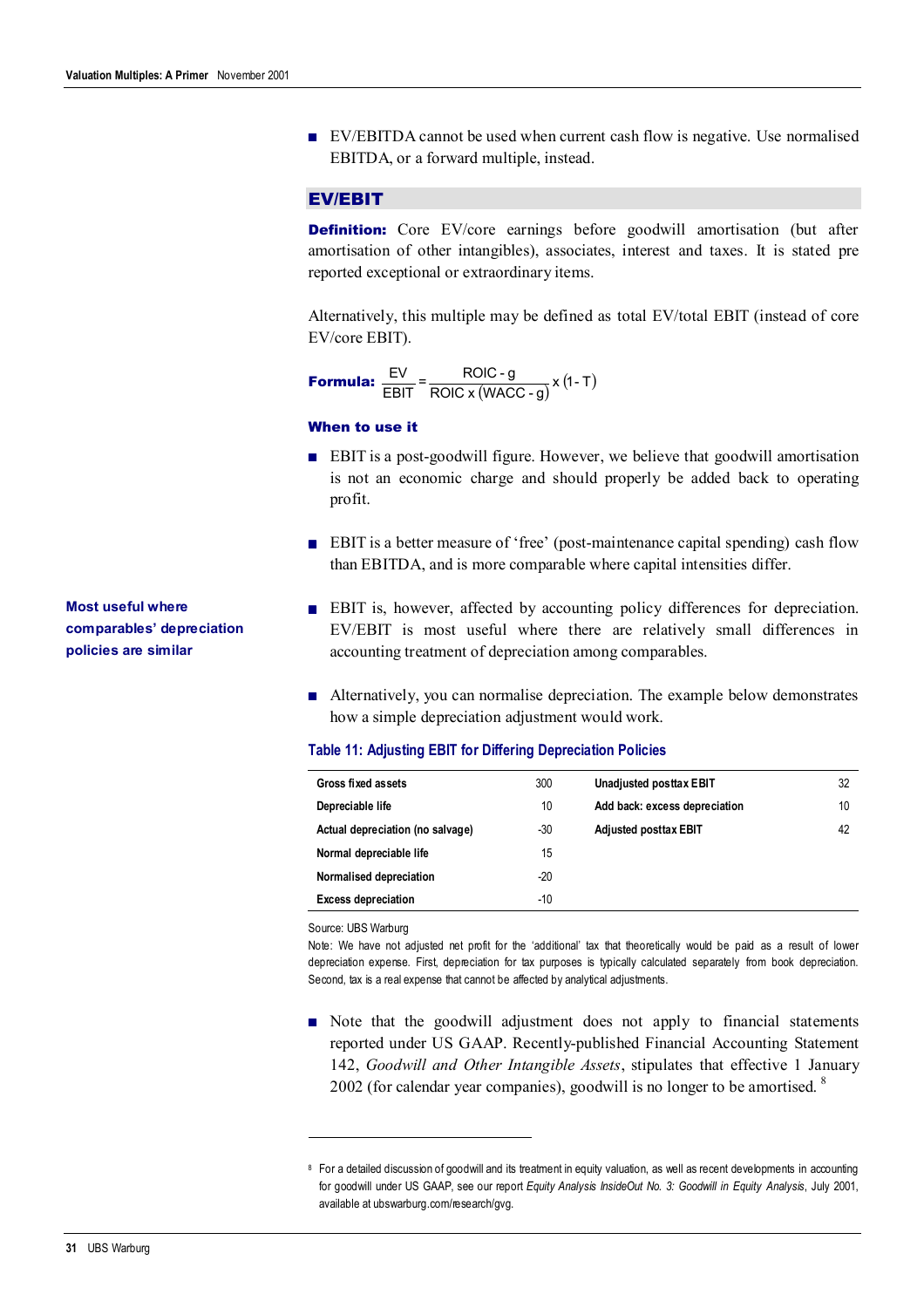- EV/EBITDA cannot be used when current cash flow is negative. Use normalised EBITDA, or a forward multiple, instead.

## EV/EBIT

**Definition:** Core EV/core earnings before goodwill amortisation (but after amortisation of other intangibles), associates, interest and taxes. It is stated pre reported exceptional or extraordinary items.

Alternatively, this multiple may be defined as total EV/total EBIT (instead of core EV/core EBIT).

**Formula:** $$\frac{EV}{EBIT} = \frac{ROIC - g}{ROIC \times (WACC - g)} \times (1 - T)$$

### When to use it

- EBIT is a post-goodwill figure. However, we believe that goodwill amortisation is not an economic charge and should properly be added back to operating profit.

- EBIT is a better measure of 'free' (post-maintenance capital spending) cash flow than EBITDA, and is more comparable where capital intensities differ.

**Most useful where comparables' depreciation policies are similar**

- EBIT is, however, affected by accounting policy differences for depreciation. EV/EBIT is most useful where there are relatively small differences in accounting treatment of depreciation among comparables.

- Alternatively, you can normalise depreciation. The example below demonstrates how a simple depreciation adjustment would work.

**Table 11: Adjusting EBIT for Differing Depreciation Policies**

| | | | |
|---|---|---|---|
| Gross fixed assets | 300 | Unadjusted posttax EBIT | 32 |
| Depreciable life | 10 | Add back: excess depreciation | 10 |
| Actual depreciation (no salvage) | -30 | Adjusted posttax EBIT | 42 |
| Normal depreciable life | 15 | | |
| Normalised depreciation | -20 | | |
| Excess depreciation | -10 | | |

Source: UBS Warburg

Note: We have not adjusted net profit for the 'additional' tax that theoretically would be paid as a result of lower depreciation expense. First, depreciation for tax purposes is typically calculated separately from book depreciation. Second, tax is a real expense that cannot be affected by analytical adjustments.

- Note that the goodwill adjustment does not apply to financial statements reported under US GAAP. Recently-published Financial Accounting Statement 142, *Goodwill and Other Intangible Assets*, stipulates that effective 1 January 2002 (for calendar year companies), goodwill is no longer to be amortised. [8]

---

[8] For a detailed discussion of goodwill and its treatment in equity valuation, as well as recent developments in accounting for goodwill under US GAAP, see our report *Equity Analysis InsideOut No. 3: Goodwill in Equity Analysis*, July 2001, available at ubswarburg.com/research/gvg.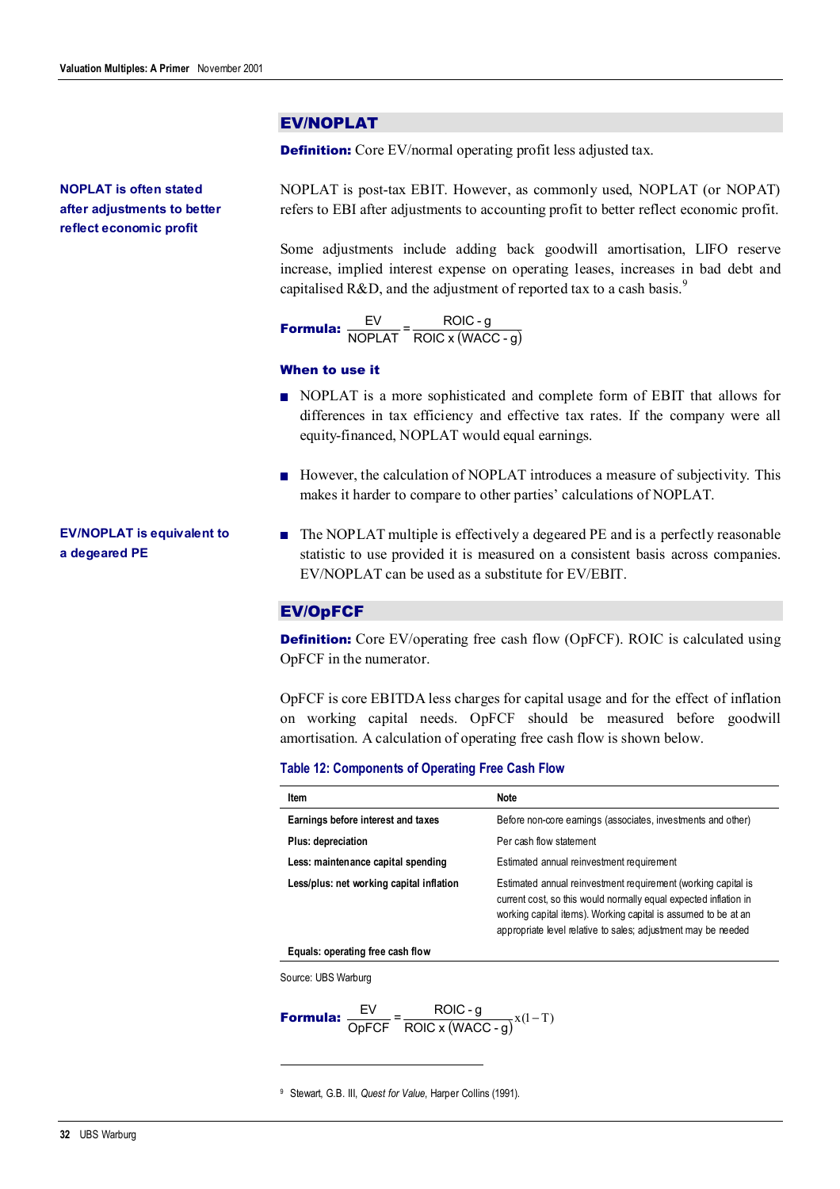## EV/NOPLAT

**Definition:** Core EV/normal operating profit less adjusted tax.

**NOPLAT is often stated after adjustments to better reflect economic profit**

NOPLAT is post-tax EBIT. However, as commonly used, NOPLAT (or NOPAT) refers to EBI after adjustments to accounting profit to better reflect economic profit.

Some adjustments include adding back goodwill amortisation, LIFO reserve increase, implied interest expense on operating leases, increases in bad debt and capitalised R&D, and the adjustment of reported tax to a cash basis.[9]

**Formula:** $\frac{\text{EV}}{\text{NOPLAT}} = \frac{\text{ROIC - g}}{\text{ROIC x (WACC - g)}}$

### When to use it

- NOPLAT is a more sophisticated and complete form of EBIT that allows for differences in tax efficiency and effective tax rates. If the company were all equity-financed, NOPLAT would equal earnings.

- However, the calculation of NOPLAT introduces a measure of subjectivity. This makes it harder to compare to other parties' calculations of NOPLAT.

**EV/NOPLAT is equivalent to a degeared PE**

- The NOPLAT multiple is effectively a degeared PE and is a perfectly reasonable statistic to use provided it is measured on a consistent basis across companies. EV/NOPLAT can be used as a substitute for EV/EBIT.

## EV/OpFCF

**Definition:** Core EV/operating free cash flow (OpFCF). ROIC is calculated using OpFCF in the numerator.

OpFCF is core EBITDA less charges for capital usage and for the effect of inflation on working capital needs. OpFCF should be measured before goodwill amortisation. A calculation of operating free cash flow is shown below.

**Table 12: Components of Operating Free Cash Flow**

| Item | Note |
|---|---|
| Earnings before interest and taxes | Before non-core earnings (associates, investments and other) |
| Plus: depreciation | Per cash flow statement |
| Less: maintenance capital spending | Estimated annual reinvestment requirement |
| Less/plus: net working capital inflation | Estimated annual reinvestment requirement (working capital is current cost, so this would normally equal expected inflation in working capital items). Working capital is assumed to be at an appropriate level relative to sales; adjustment may be needed |
| Equals: operating free cash flow | |

Source: UBS Warburg

**Formula:** $\frac{\text{EV}}{\text{OpFCF}} = \frac{\text{ROIC - g}}{\text{ROIC x (WACC - g)}} \text{x}(1-\text{T})$

[9] Stewart, G.B. III, *Quest for Value*, Harper Collins (1991).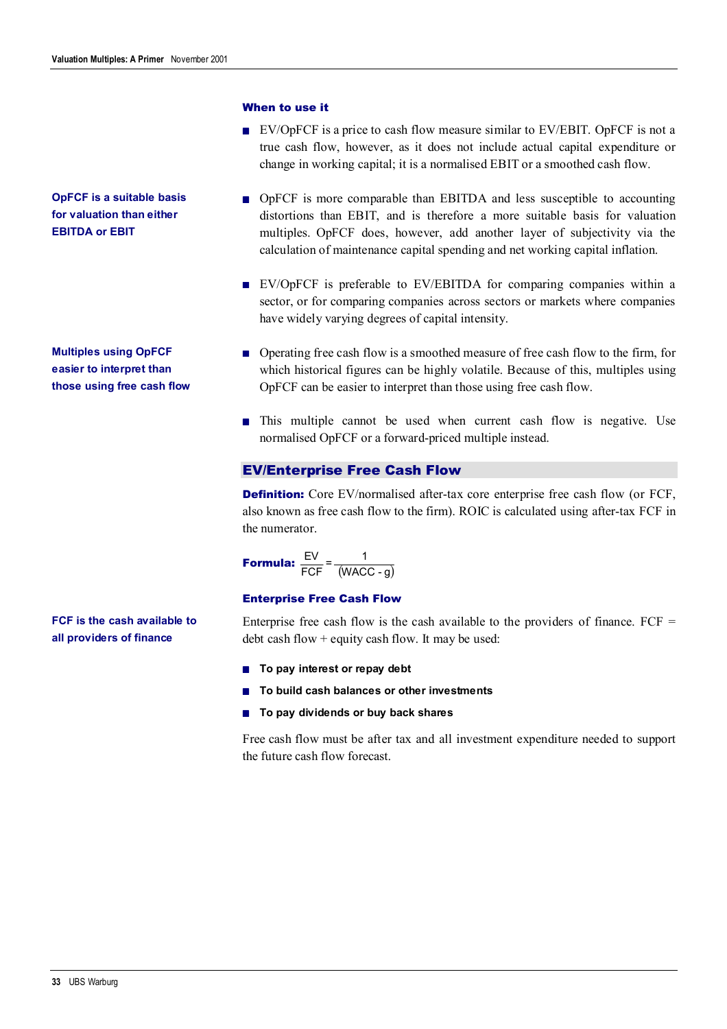### When to use it

- EV/OpFCF is a price to cash flow measure similar to EV/EBIT. OpFCF is not a true cash flow, however, as it does not include actual capital expenditure or change in working capital; it is a normalised EBIT or a smoothed cash flow.

**OpFCF is a suitable basis for valuation than either EBITDA or EBIT**

- OpFCF is more comparable than EBITDA and less susceptible to accounting distortions than EBIT, and is therefore a more suitable basis for valuation multiples. OpFCF does, however, add another layer of subjectivity via the calculation of maintenance capital spending and net working capital inflation.

- EV/OpFCF is preferable to EV/EBITDA for comparing companies within a sector, or for comparing companies across sectors or markets where companies have widely varying degrees of capital intensity.

**Multiples using OpFCF easier to interpret than those using free cash flow**

- Operating free cash flow is a smoothed measure of free cash flow to the firm, for which historical figures can be highly volatile. Because of this, multiples using OpFCF can be easier to interpret than those using free cash flow.

- This multiple cannot be used when current cash flow is negative. Use normalised OpFCF or a forward-priced multiple instead.

## EV/Enterprise Free Cash Flow

**Definition:** Core EV/normalised after-tax core enterprise free cash flow (or FCF, also known as free cash flow to the firm). ROIC is calculated using after-tax FCF in the numerator.

**Formula:** $\frac{EV}{FCF} = \frac{1}{(WACC - g)}$

### Enterprise Free Cash Flow

**FCF is the cash available to all providers of finance**

Enterprise free cash flow is the cash available to the providers of finance. FCF = debt cash flow + equity cash flow. It may be used:

- **To pay interest or repay debt**
- **To build cash balances or other investments**
- **To pay dividends or buy back shares**

Free cash flow must be after tax and all investment expenditure needed to support the future cash flow forecast.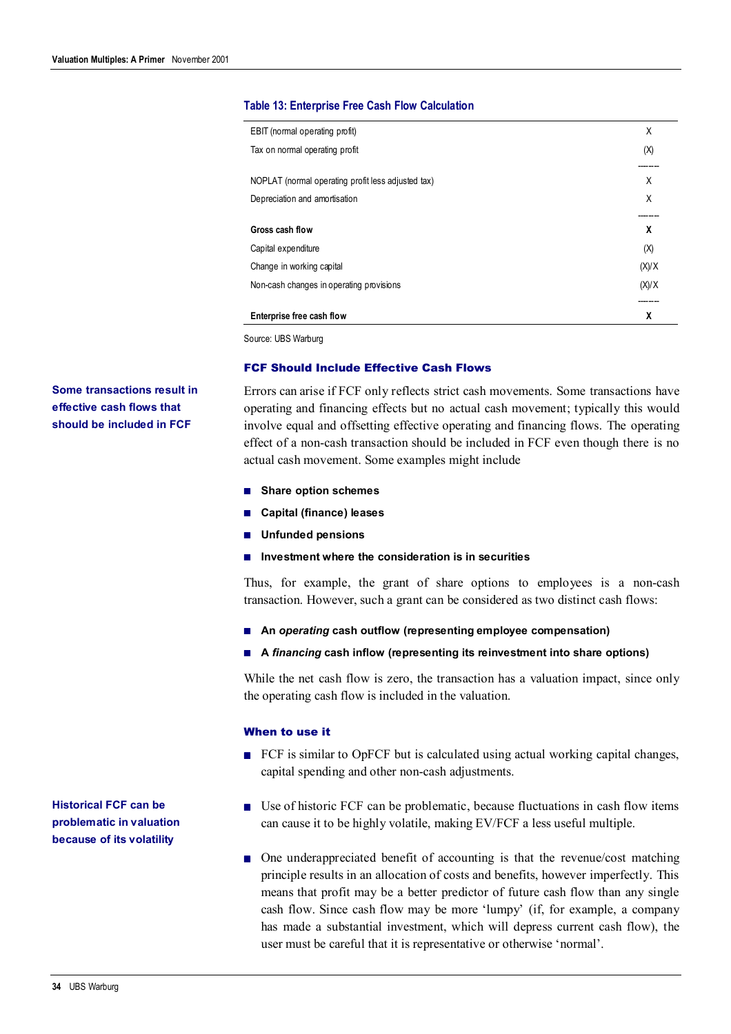**Table 13: Enterprise Free Cash Flow Calculation**

| | |
|---|---|
| EBIT (normal operating profit) | X |
| Tax on normal operating profit | (X) |
| NOPLAT (normal operating profit less adjusted tax) | X |
| Depreciation and amortisation | X |
| **Gross cash flow** | **X** |
| Capital expenditure | (X) |
| Change in working capital | (X)/X |
| Non-cash changes in operating provisions | (X)/X |
| **Enterprise free cash flow** | **X** |

Source: UBS Warburg

### FCF Should Include Effective Cash Flows

**Some transactions result in effective cash flows that should be included in FCF**

Errors can arise if FCF only reflects strict cash movements. Some transactions have operating and financing effects but no actual cash movement; typically this would involve equal and offsetting effective operating and financing flows. The operating effect of a non-cash transaction should be included in FCF even though there is no actual cash movement. Some examples might include

- **Share option schemes**
- **Capital (finance) leases**
- **Unfunded pensions**
- **Investment where the consideration is in securities**

Thus, for example, the grant of share options to employees is a non-cash transaction. However, such a grant can be considered as two distinct cash flows:

- **An *operating* cash outflow (representing employee compensation)**
- **A *financing* cash inflow (representing its reinvestment into share options)**

While the net cash flow is zero, the transaction has a valuation impact, since only the operating cash flow is included in the valuation.

### When to use it

- FCF is similar to OpFCF but is calculated using actual working capital changes, capital spending and other non-cash adjustments.

**Historical FCF can be problematic in valuation because of its volatility**

- Use of historic FCF can be problematic, because fluctuations in cash flow items can cause it to be highly volatile, making EV/FCF a less useful multiple.
- One underappreciated benefit of accounting is that the revenue/cost matching principle results in an allocation of costs and benefits, however imperfectly. This means that profit may be a better predictor of future cash flow than any single cash flow. Since cash flow may be more 'lumpy' (if, for example, a company has made a substantial investment, which will depress current cash flow), the user must be careful that it is representative or otherwise 'normal'.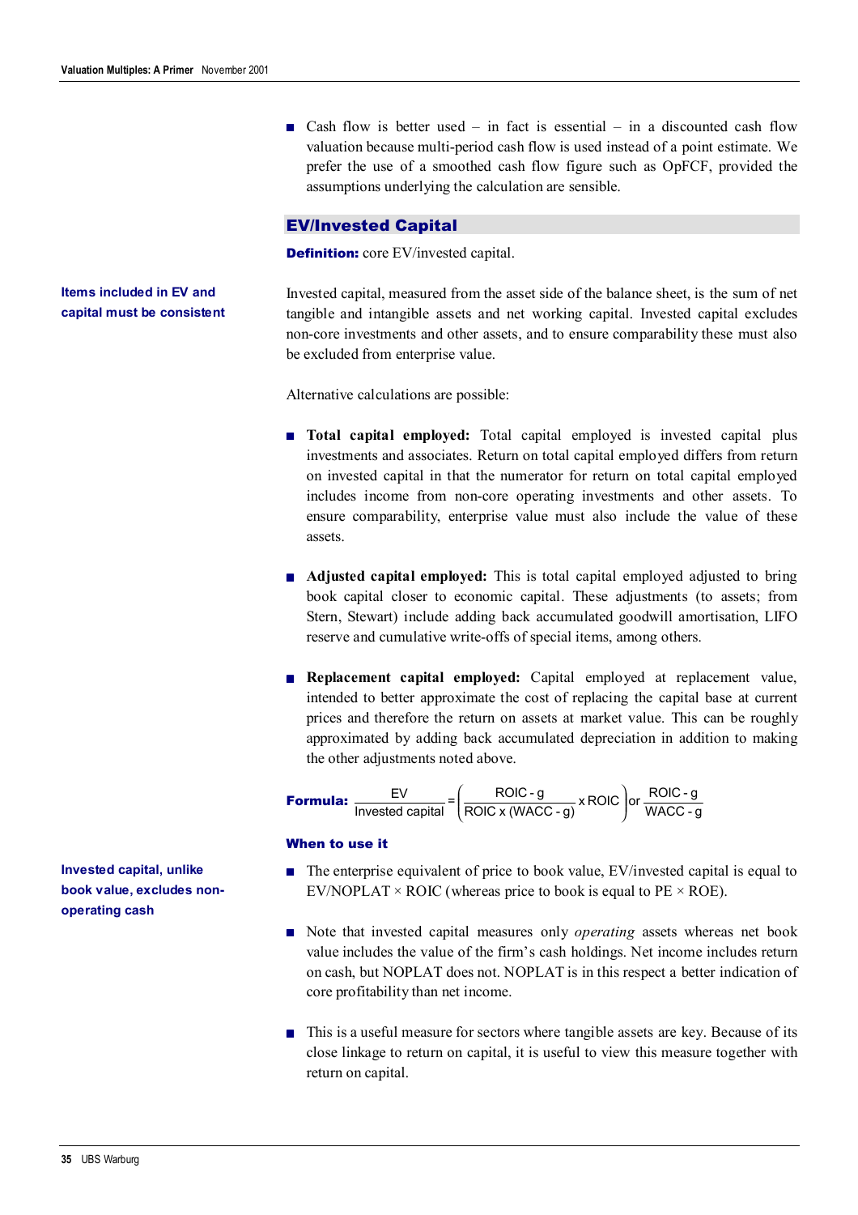- Cash flow is better used – in fact is essential – in a discounted cash flow valuation because multi-period cash flow is used instead of a point estimate. We prefer the use of a smoothed cash flow figure such as OpFCF, provided the assumptions underlying the calculation are sensible.

## EV/Invested Capital

**Definition:** core EV/invested capital.

**Items included in EV and capital must be consistent**

Invested capital, measured from the asset side of the balance sheet, is the sum of net tangible and intangible assets and net working capital. Invested capital excludes non-core investments and other assets, and to ensure comparability these must also be excluded from enterprise value.

Alternative calculations are possible:

- **Total capital employed:** Total capital employed is invested capital plus investments and associates. Return on total capital employed differs from return on invested capital in that the numerator for return on total capital employed includes income from non-core operating investments and other assets. To ensure comparability, enterprise value must also include the value of these assets.

- **Adjusted capital employed:** This is total capital employed adjusted to bring book capital closer to economic capital. These adjustments (to assets; from Stern, Stewart) include adding back accumulated goodwill amortisation, LIFO reserve and cumulative write-offs of special items, among others.

- **Replacement capital employed:** Capital employed at replacement value, intended to better approximate the cost of replacing the capital base at current prices and therefore the return on assets at market value. This can be roughly approximated by adding back accumulated depreciation in addition to making the other adjustments noted above.

**Formula:**

$$\frac{EV}{\text{Invested capital}} = \left( \frac{ROIC - g}{ROIC \times (WACC - g)} \times ROIC \right) \text{ or } \frac{ROIC - g}{WACC - g}$$

### When to use it

**Invested capital, unlike book value, excludes non-operating cash**

- The enterprise equivalent of price to book value, EV/invested capital is equal to EV/NOPLAT × ROIC (whereas price to book is equal to PE × ROE).

- Note that invested capital measures only *operating* assets whereas net book value includes the value of the firm's cash holdings. Net income includes return on cash, but NOPLAT does not. NOPLAT is in this respect a better indication of core profitability than net income.

- This is a useful measure for sectors where tangible assets are key. Because of its close linkage to return on capital, it is useful to view this measure together with return on capital.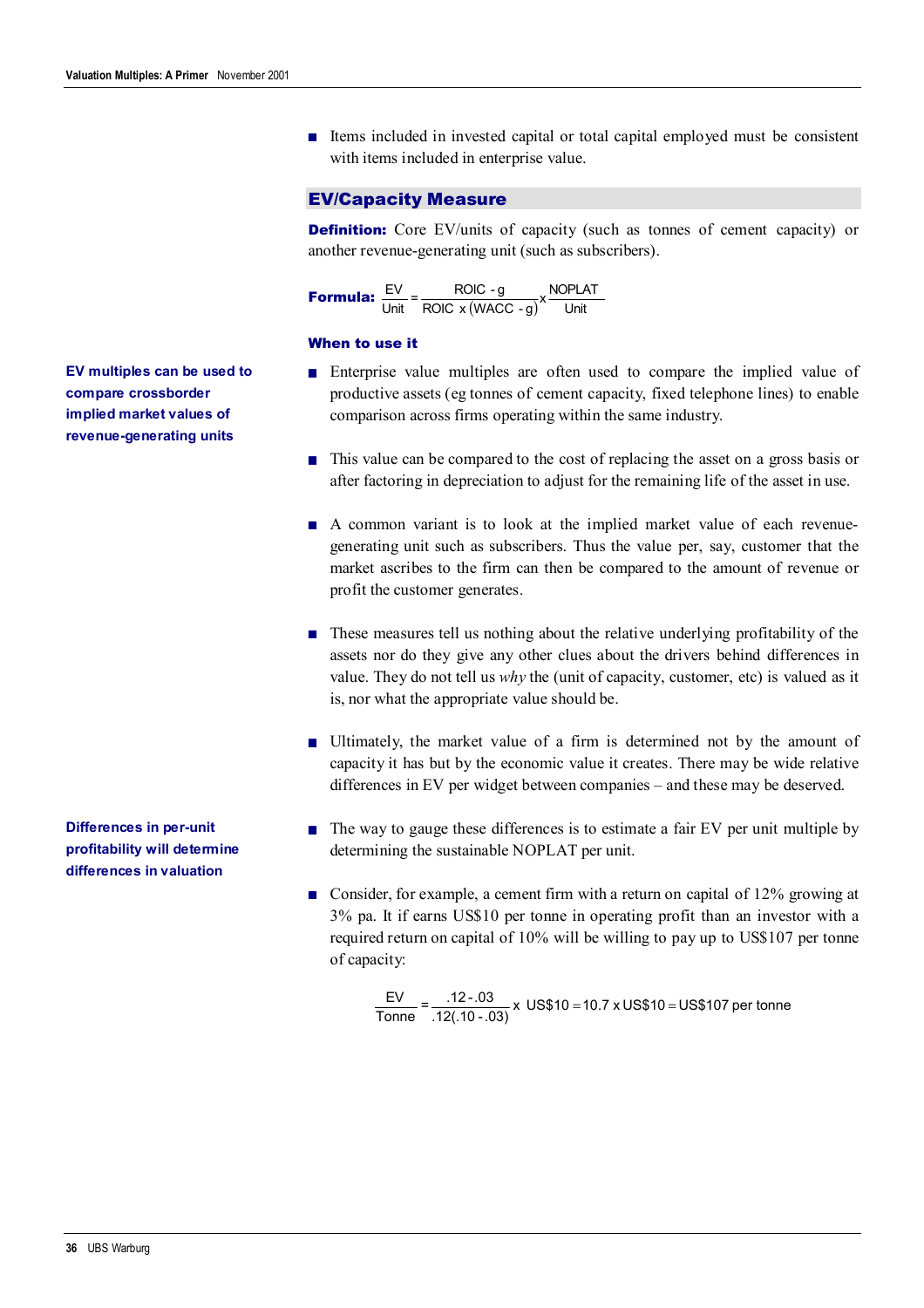- Items included in invested capital or total capital employed must be consistent with items included in enterprise value.

## EV/Capacity Measure

**Definition:** Core EV/units of capacity (such as tonnes of cement capacity) or another revenue-generating unit (such as subscribers).

**Formula:** $\frac{\text{EV}}{\text{Unit}} = \frac{\text{ROIC - g}}{\text{ROIC x (WACC - g)}} \text{x} \frac{\text{NOPLAT}}{\text{Unit}}$

### When to use it

**EV multiples can be used to compare crossborder implied market values of revenue-generating units**

- Enterprise value multiples are often used to compare the implied value of productive assets (eg tonnes of cement capacity, fixed telephone lines) to enable comparison across firms operating within the same industry.
- This value can be compared to the cost of replacing the asset on a gross basis or after factoring in depreciation to adjust for the remaining life of the asset in use.
- A common variant is to look at the implied market value of each revenue-generating unit such as subscribers. Thus the value per, say, customer that the market ascribes to the firm can then be compared to the amount of revenue or profit the customer generates.
- These measures tell us nothing about the relative underlying profitability of the assets nor do they give any other clues about the drivers behind differences in value. They do not tell us *why* the (unit of capacity, customer, etc) is valued as it is, nor what the appropriate value should be.
- Ultimately, the market value of a firm is determined not by the amount of capacity it has but by the economic value it creates. There may be wide relative differences in EV per widget between companies – and these may be deserved.

**Differences in per-unit profitability will determine differences in valuation**

- The way to gauge these differences is to estimate a fair EV per unit multiple by determining the sustainable NOPLAT per unit.
- Consider, for example, a cement firm with a return on capital of 12% growing at 3% pa. It if earns US$10 per tonne in operating profit than an investor with a required return on capital of 10% will be willing to pay up to US$107 per tonne of capacity:

$$\frac{\text{EV}}{\text{Tonne}} = \frac{.12 - .03}{.12(.10 - .03)} \text{ x US\$10} = 10.7 \text{ x US\$10} = \text{US\$107 per tonne}$$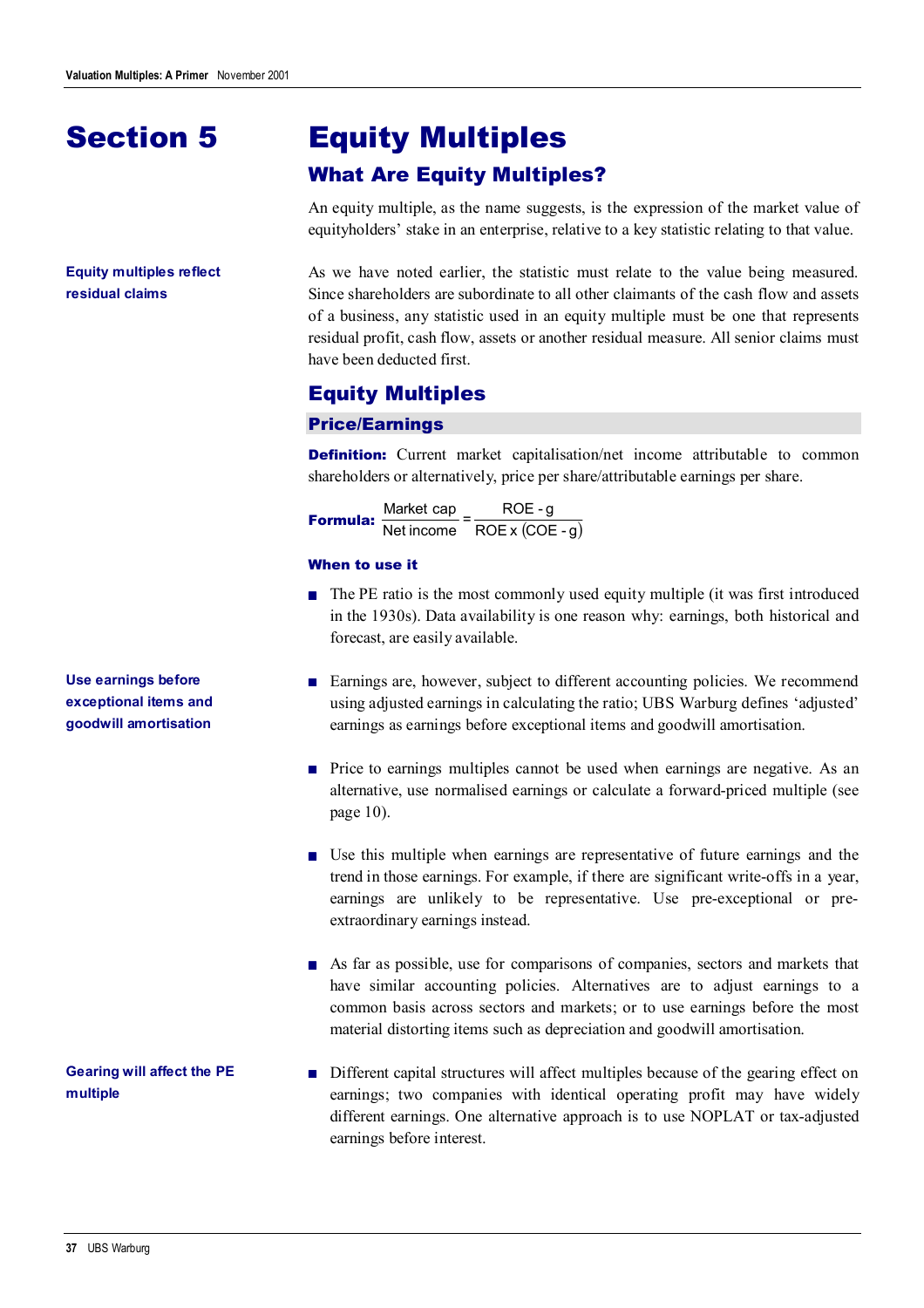# Section 5

# Equity Multiples

## What Are Equity Multiples?

An equity multiple, as the name suggests, is the expression of the market value of equityholders' stake in an enterprise, relative to a key statistic relating to that value.

**Equity multiples reflect residual claims**

As we have noted earlier, the statistic must relate to the value being measured. Since shareholders are subordinate to all other claimants of the cash flow and assets of a business, any statistic used in an equity multiple must be one that represents residual profit, cash flow, assets or another residual measure. All senior claims must have been deducted first.

## Equity Multiples

### Price/Earnings

**Definition:** Current market capitalisation/net income attributable to common shareholders or alternatively, price per share/attributable earnings per share.

**Formula:** $\frac{\text{Market cap}}{\text{Net income}} = \frac{\text{ROE - g}}{\text{ROE x (COE - g)}}$

#### When to use it

- The PE ratio is the most commonly used equity multiple (it was first introduced in the 1930s). Data availability is one reason why: earnings, both historical and forecast, are easily available.

**Use earnings before exceptional items and goodwill amortisation**

- Earnings are, however, subject to different accounting policies. We recommend using adjusted earnings in calculating the ratio; UBS Warburg defines 'adjusted' earnings as earnings before exceptional items and goodwill amortisation.

- Price to earnings multiples cannot be used when earnings are negative. As an alternative, use normalised earnings or calculate a forward-priced multiple (see page 10).

- Use this multiple when earnings are representative of future earnings and the trend in those earnings. For example, if there are significant write-offs in a year, earnings are unlikely to be representative. Use pre-exceptional or pre-extraordinary earnings instead.

- As far as possible, use for comparisons of companies, sectors and markets that have similar accounting policies. Alternatives are to adjust earnings to a common basis across sectors and markets; or to use earnings before the most material distorting items such as depreciation and goodwill amortisation.

**Gearing will affect the PE multiple**

- Different capital structures will affect multiples because of the gearing effect on earnings; two companies with identical operating profit may have widely different earnings. One alternative approach is to use NOPLAT or tax-adjusted earnings before interest.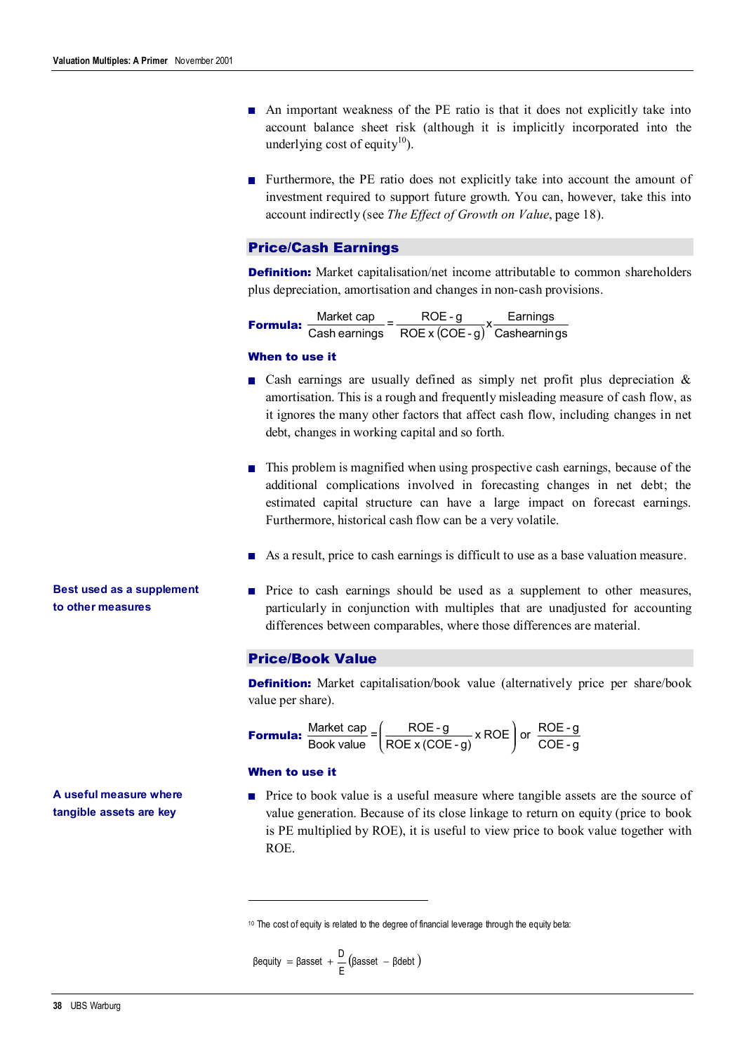- An important weakness of the PE ratio is that it does not explicitly take into account balance sheet risk (although it is implicitly incorporated into the underlying cost of equity[10]).

- Furthermore, the PE ratio does not explicitly take into account the amount of investment required to support future growth. You can, however, take this into account indirectly (see *The Effect of Growth on Value*, page 18).

## Price/Cash Earnings

**Definition:** Market capitalisation/net income attributable to common shareholders plus depreciation, amortisation and changes in non-cash provisions.

**Formula:**
$$\frac{\text{Market cap}}{\text{Cash earnings}} = \frac{\text{ROE - g}}{\text{ROE x (COE - g)}} \text{x} \frac{\text{Earnings}}{\text{Cashearnings}}$$

### When to use it

- Cash earnings are usually defined as simply net profit plus depreciation & amortisation. This is a rough and frequently misleading measure of cash flow, as it ignores the many other factors that affect cash flow, including changes in net debt, changes in working capital and so forth.

- This problem is magnified when using prospective cash earnings, because of the additional complications involved in forecasting changes in net debt; the estimated capital structure can have a large impact on forecast earnings. Furthermore, historical cash flow can be a very volatile.

- As a result, price to cash earnings is difficult to use as a base valuation measure.

**Best used as a supplement to other measures**

- Price to cash earnings should be used as a supplement to other measures, particularly in conjunction with multiples that are unadjusted for accounting differences between comparables, where those differences are material.

## Price/Book Value

**Definition:** Market capitalisation/book value (alternatively price per share/book value per share).

**Formula:**
$$\frac{\text{Market cap}}{\text{Book value}} = \left(\frac{\text{ROE - g}}{\text{ROE x (COE - g)}} \text{x ROE}\right) \text{ or } \frac{\text{ROE - g}}{\text{COE - g}}$$

### When to use it

**A useful measure where tangible assets are key**

- Price to book value is a useful measure where tangible assets are the source of value generation. Because of its close linkage to return on equity (price to book is PE multiplied by ROE), it is useful to view price to book value together with ROE.

---

[10] The cost of equity is related to the degree of financial leverage through the equity beta:

$$\beta\text{equity} = \beta\text{asset} + \frac{D}{E}\left(\beta\text{asset} - \beta\text{debt}\right)$$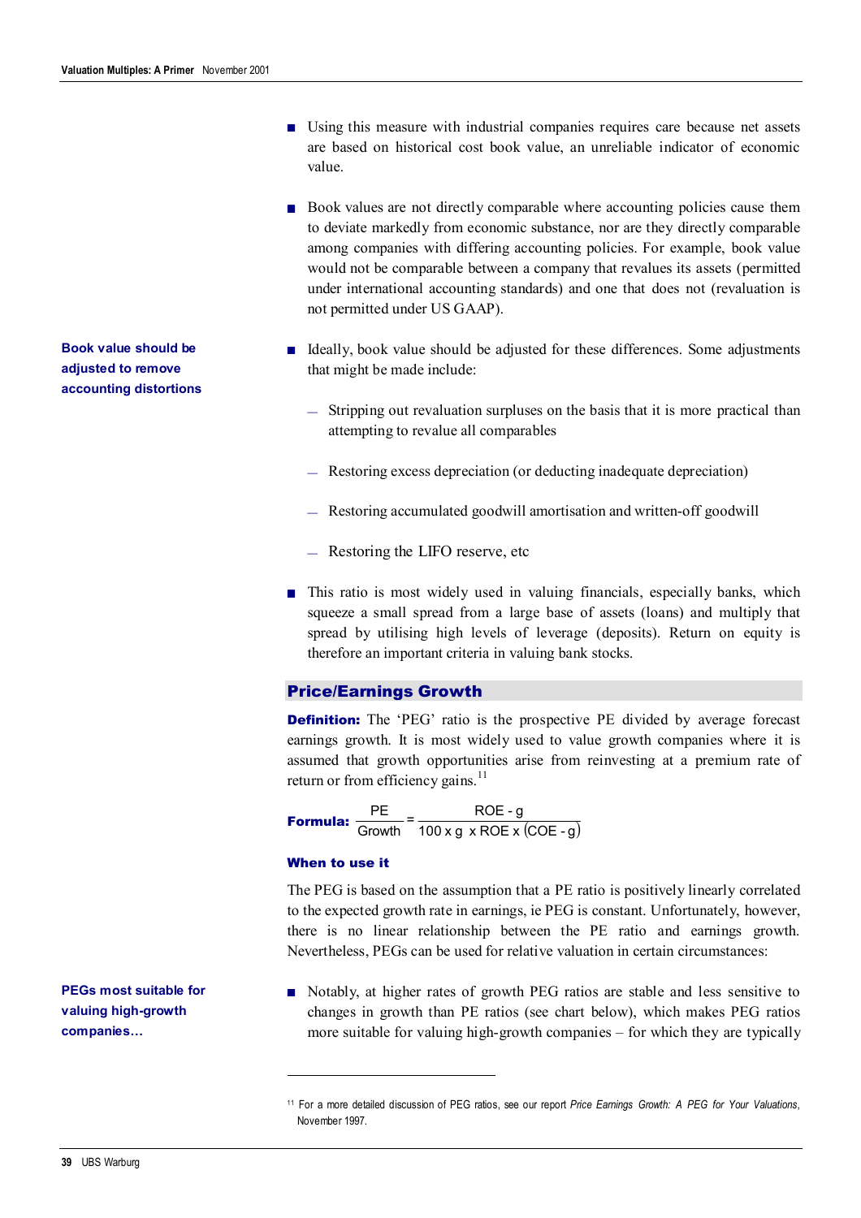- Using this measure with industrial companies requires care because net assets are based on historical cost book value, an unreliable indicator of economic value.

- Book values are not directly comparable where accounting policies cause them to deviate markedly from economic substance, nor are they directly comparable among companies with differing accounting policies. For example, book value would not be comparable between a company that revalues its assets (permitted under international accounting standards) and one that does not (revaluation is not permitted under US GAAP).

**Book value should be adjusted to remove accounting distortions**

- Ideally, book value should be adjusted for these differences. Some adjustments that might be made include:

  - Stripping out revaluation surpluses on the basis that it is more practical than attempting to revalue all comparables

  - Restoring excess depreciation (or deducting inadequate depreciation)

  - Restoring accumulated goodwill amortisation and written-off goodwill

  - Restoring the LIFO reserve, etc

- This ratio is most widely used in valuing financials, especially banks, which squeeze a small spread from a large base of assets (loans) and multiply that spread by utilising high levels of leverage (deposits). Return on equity is therefore an important criteria in valuing bank stocks.

## Price/Earnings Growth

**Definition:** The 'PEG' ratio is the prospective PE divided by average forecast earnings growth. It is most widely used to value growth companies where it is assumed that growth opportunities arise from reinvesting at a premium rate of return or from efficiency gains.[11]

**Formula:** $$\frac{PE}{Growth} = \frac{ROE - g}{100 \times g \times ROE \times (COE - g)}$$

### When to use it

The PEG is based on the assumption that a PE ratio is positively linearly correlated to the expected growth rate in earnings, ie PEG is constant. Unfortunately, however, there is no linear relationship between the PE ratio and earnings growth. Nevertheless, PEGs can be used for relative valuation in certain circumstances:

**PEGs most suitable for valuing high-growth companies…**

- Notably, at higher rates of growth PEG ratios are stable and less sensitive to changes in growth than PE ratios (see chart below), which makes PEG ratios more suitable for valuing high-growth companies – for which they are typically

[11] For a more detailed discussion of PEG ratios, see our report *Price Earnings Growth: A PEG for Your Valuations*, November 1997.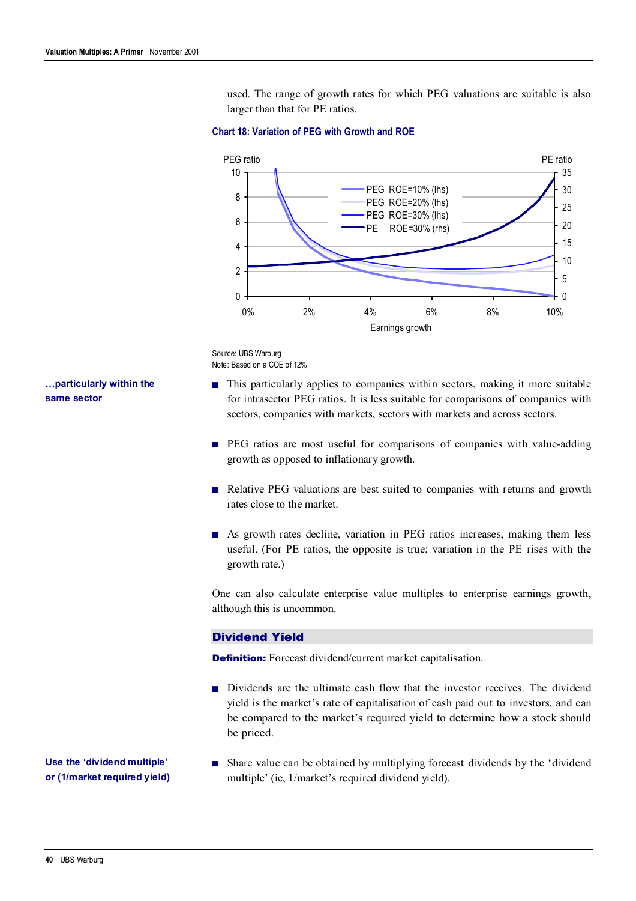used. The range of growth rates for which PEG valuations are suitable is also larger than that for PE ratios.

**Chart 18: Variation of PEG with Growth and ROE**

PEG ratio

PE ratio

10, 8, 6, 4, 2, 0

35, 30, 25, 20, 15, 10, 5, 0

PEG ROE=10% (lhs)
PEG ROE=20% (lhs)
PEG ROE=30% (lhs)
PE ROE=30% (rhs)

0%, 2%, 4%, 6%, 8%, 10%

Earnings growth

Source: UBS Warburg
Note: Based on a COE of 12%

**…particularly within the same sector**

- This particularly applies to companies within sectors, making it more suitable for intrasector PEG ratios. It is less suitable for comparisons of companies with sectors, companies with markets, sectors with markets and across sectors.

- PEG ratios are most useful for comparisons of companies with value-adding growth as opposed to inflationary growth.

- Relative PEG valuations are best suited to companies with returns and growth rates close to the market.

- As growth rates decline, variation in PEG ratios increases, making them less useful. (For PE ratios, the opposite is true; variation in the PE rises with the growth rate.)

One can also calculate enterprise value multiples to enterprise earnings growth, although this is uncommon.

## Dividend Yield

**Definition:** Forecast dividend/current market capitalisation.

- Dividends are the ultimate cash flow that the investor receives. The dividend yield is the market's rate of capitalisation of cash paid out to investors, and can be compared to the market's required yield to determine how a stock should be priced.

**Use the 'dividend multiple' or (1/market required yield)**

- Share value can be obtained by multiplying forecast dividends by the 'dividend multiple' (ie, 1/market's required dividend yield).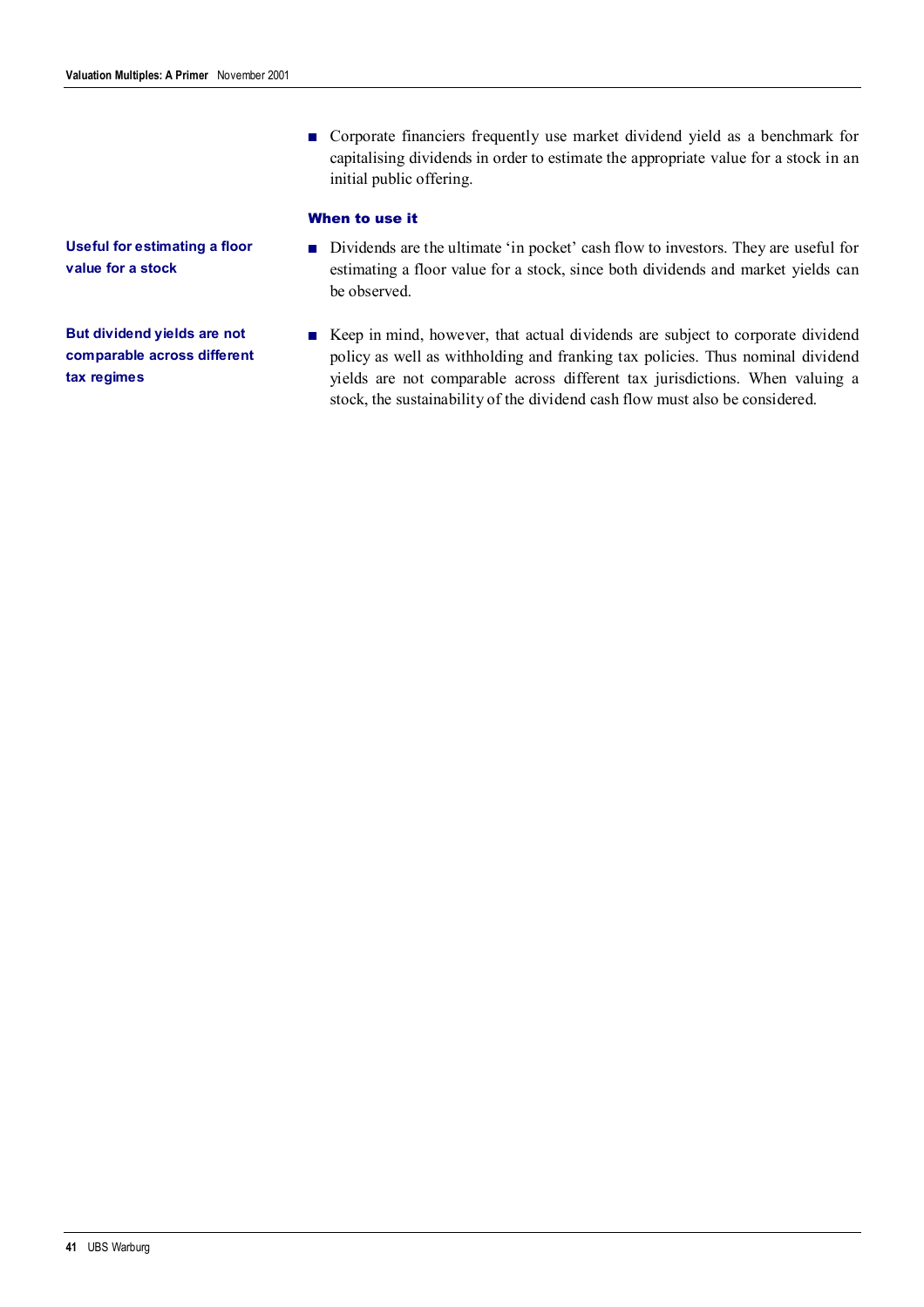- Corporate financiers frequently use market dividend yield as a benchmark for capitalising dividends in order to estimate the appropriate value for a stock in an initial public offering.

### When to use it

**Useful for estimating a floor value for a stock**

- Dividends are the ultimate 'in pocket' cash flow to investors. They are useful for estimating a floor value for a stock, since both dividends and market yields can be observed.

**But dividend yields are not comparable across different tax regimes**

- Keep in mind, however, that actual dividends are subject to corporate dividend policy as well as withholding and franking tax policies. Thus nominal dividend yields are not comparable across different tax jurisdictions. When valuing a stock, the sustainability of the dividend cash flow must also be considered.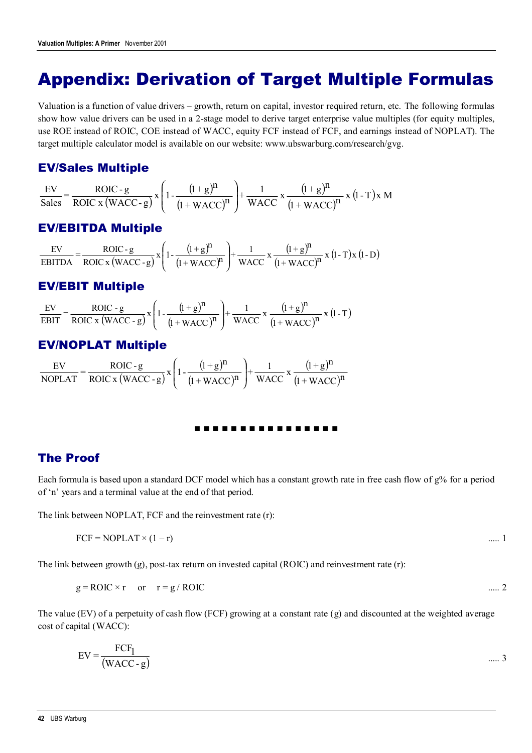# Appendix: Derivation of Target Multiple Formulas

Valuation is a function of value drivers – growth, return on capital, investor required return, etc. The following formulas show how value drivers can be used in a 2-stage model to derive target enterprise value multiples (for equity multiples, use ROE instead of ROIC, COE instead of WACC, equity FCF instead of FCF, and earnings instead of NOPLAT). The target multiple calculator model is available on our website: www.ubswarburg.com/research/gvg.

## EV/Sales Multiple

$$\frac{\text{EV}}{\text{Sales}} = \frac{\text{ROIC - g}}{\text{ROIC x }(\text{WACC - g})} \text{ x} \left(1 - \frac{(1+\text{g})^{\text{n}}}{(1+\text{WACC})^{\text{n}}}\right) + \frac{1}{\text{WACC}} \text{ x } \frac{(1+\text{g})^{\text{n}}}{(1+\text{WACC})^{\text{n}}} \text{ x } (1 - \text{T}) \text{ x M}$$

## EV/EBITDA Multiple

$$\frac{\text{EV}}{\text{EBITDA}} = \frac{\text{ROIC - g}}{\text{ROIC x }(\text{WACC - g})} \text{ x} \left(1 - \frac{(1+\text{g})^{\text{n}}}{(1+\text{WACC})^{\text{n}}}\right) + \frac{1}{\text{WACC}} \text{ x } \frac{(1+\text{g})^{\text{n}}}{(1+\text{WACC})^{\text{n}}} \text{ x } (1 - \text{T}) \text{ x } (1 - \text{D})$$

## EV/EBIT Multiple

$$\frac{\text{EV}}{\text{EBIT}} = \frac{\text{ROIC - g}}{\text{ROIC x }(\text{WACC - g})} \text{ x} \left(1 - \frac{(1+\text{g})^{\text{n}}}{(1+\text{WACC})^{\text{n}}}\right) + \frac{1}{\text{WACC}} \text{ x } \frac{(1+\text{g})^{\text{n}}}{(1+\text{WACC})^{\text{n}}} \text{ x } (1 - \text{T})$$

## EV/NOPLAT Multiple

$$\frac{\text{EV}}{\text{NOPLAT}} = \frac{\text{ROIC - g}}{\text{ROIC x }(\text{WACC - g})} \text{ x} \left(1 - \frac{(1+\text{g})^{\text{n}}}{(1+\text{WACC})^{\text{n}}}\right) + \frac{1}{\text{WACC}} \text{ x } \frac{(1+\text{g})^{\text{n}}}{(1+\text{WACC})^{\text{n}}}$$

■■■■■■■■■■■■■■■■

## The Proof

Each formula is based upon a standard DCF model which has a constant growth rate in free cash flow of g% for a period of 'n' years and a terminal value at the end of that period.

The link between NOPLAT, FCF and the reinvestment rate (r):

$$\text{FCF} = \text{NOPLAT} \times (1 - \text{r}) \qquad \text{..... 1}$$

The link between growth (g), post-tax return on invested capital (ROIC) and reinvestment rate (r):

$$\text{g} = \text{ROIC} \times \text{r} \quad \text{or} \quad \text{r} = \text{g} / \text{ROIC} \qquad \text{..... 2}$$

The value (EV) of a perpetuity of cash flow (FCF) growing at a constant rate (g) and discounted at the weighted average cost of capital (WACC):

$$\text{EV} = \frac{\text{FCF}_1}{(\text{WACC - g})} \qquad \text{..... 3}$$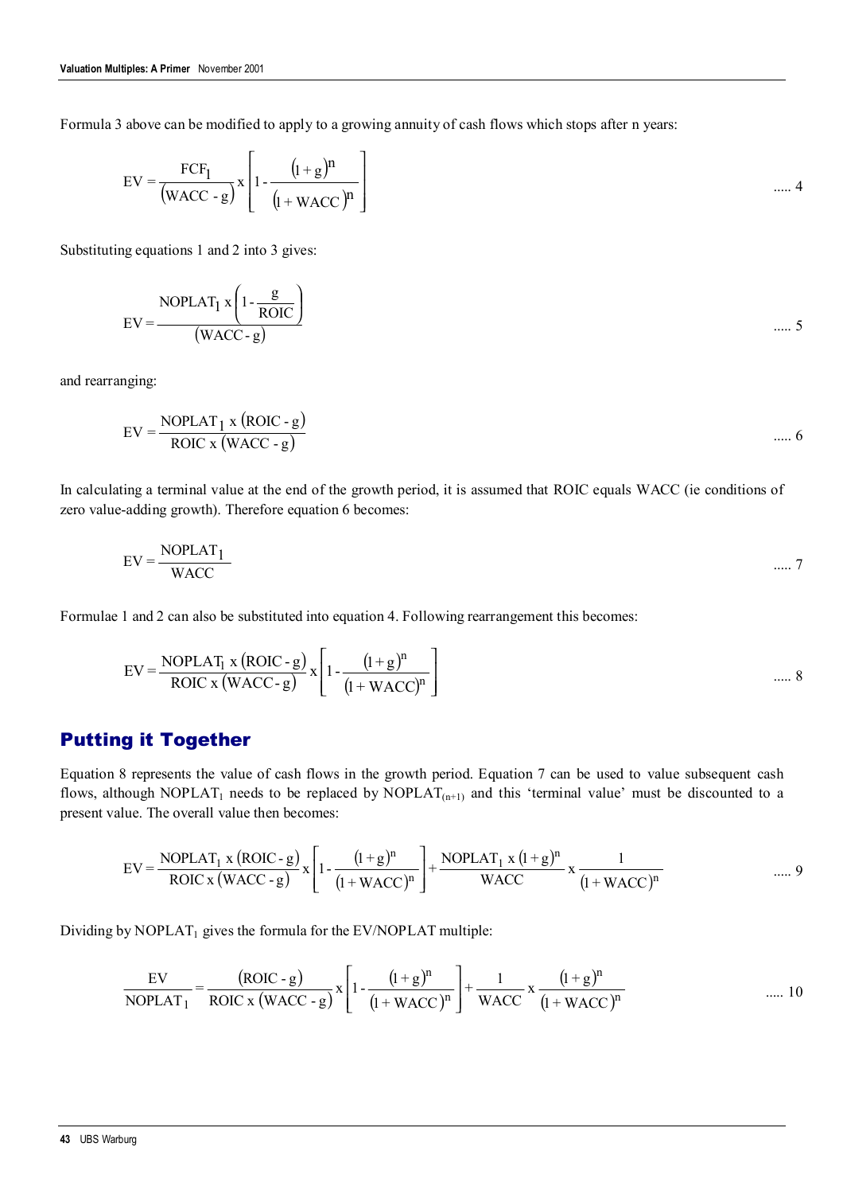Formula 3 above can be modified to apply to a growing annuity of cash flows which stops after n years:

$$EV = \frac{FCF_1}{(WACC - g)} \times \left[ 1 - \frac{(1+g)^n}{(1+WACC)^n} \right] \qquad \text{..... 4}$$

Substituting equations 1 and 2 into 3 gives:

$$EV = \frac{NOPLAT_1 \times \left( 1 - \frac{g}{ROIC} \right)}{(WACC - g)} \qquad \text{..... 5}$$

and rearranging:

$$EV = \frac{NOPLAT_1 \times (ROIC - g)}{ROIC \times (WACC - g)} \qquad \text{..... 6}$$

In calculating a terminal value at the end of the growth period, it is assumed that ROIC equals WACC (ie conditions of zero value-adding growth). Therefore equation 6 becomes:

$$EV = \frac{NOPLAT_1}{WACC} \qquad \text{..... 7}$$

Formulae 1 and 2 can also be substituted into equation 4. Following rearrangement this becomes:

$$EV = \frac{NOPLAT_1 \times (ROIC - g)}{ROIC \times (WACC - g)} \times \left[ 1 - \frac{(1+g)^n}{(1+WACC)^n} \right] \qquad \text{..... 8}$$

## Putting it Together

Equation 8 represents the value of cash flows in the growth period. Equation 7 can be used to value subsequent cash flows, although $NOPLAT_1$ needs to be replaced by $NOPLAT_{(n+1)}$ and this 'terminal value' must be discounted to a present value. The overall value then becomes:

$$EV = \frac{NOPLAT_1 \times (ROIC - g)}{ROIC \times (WACC - g)} \times \left[ 1 - \frac{(1+g)^n}{(1+WACC)^n} \right] + \frac{NOPLAT_1 \times (1+g)^n}{WACC} \times \frac{1}{(1+WACC)^n} \qquad \text{..... 9}$$

Dividing by $NOPLAT_1$ gives the formula for the EV/NOPLAT multiple:

$$\frac{EV}{NOPLAT_1} = \frac{(ROIC - g)}{ROIC \times (WACC - g)} \times \left[ 1 - \frac{(1+g)^n}{(1+WACC)^n} \right] + \frac{1}{WACC} \times \frac{(1+g)^n}{(1+WACC)^n} \qquad \text{..... 10}$$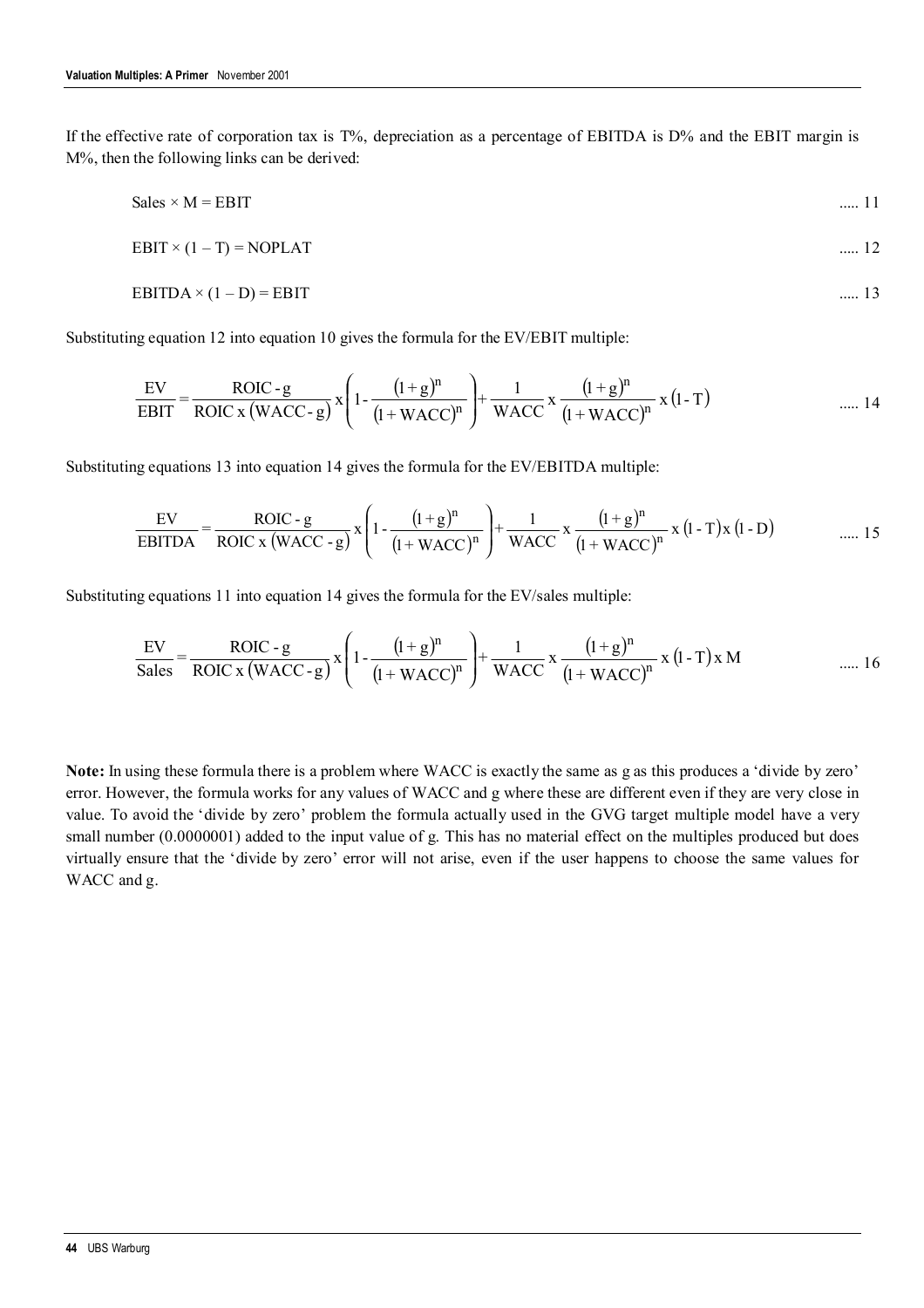If the effective rate of corporation tax is T%, depreciation as a percentage of EBITDA is D% and the EBIT margin is M%, then the following links can be derived:

$$\text{Sales} \times \text{M} = \text{EBIT} \quad \text{..... 11}$$

$$\text{EBIT} \times (1 - \text{T}) = \text{NOPLAT} \quad \text{..... 12}$$

$$\text{EBITDA} \times (1 - \text{D}) = \text{EBIT} \quad \text{..... 13}$$

Substituting equation 12 into equation 10 gives the formula for the EV/EBIT multiple:

$$\frac{\text{EV}}{\text{EBIT}} = \frac{\text{ROIC - g}}{\text{ROIC x (WACC - g)}} \text{ x } \left( 1 - \frac{(1+\text{g})^{\text{n}}}{(1+\text{WACC})^{\text{n}}} \right) + \frac{1}{\text{WACC}} \text{ x } \frac{(1+\text{g})^{\text{n}}}{(1+\text{WACC})^{\text{n}}} \text{ x } (1 - \text{T}) \quad \text{..... 14}$$

Substituting equations 13 into equation 14 gives the formula for the EV/EBITDA multiple:

$$\frac{\text{EV}}{\text{EBITDA}} = \frac{\text{ROIC - g}}{\text{ROIC x (WACC - g)}} \text{ x } \left( 1 - \frac{(1+\text{g})^{\text{n}}}{(1+\text{WACC})^{\text{n}}} \right) + \frac{1}{\text{WACC}} \text{ x } \frac{(1+\text{g})^{\text{n}}}{(1+\text{WACC})^{\text{n}}} \text{ x } (1 - \text{T}) \text{ x } (1 - \text{D}) \quad \text{..... 15}$$

Substituting equations 11 into equation 14 gives the formula for the EV/sales multiple:

$$\frac{\text{EV}}{\text{Sales}} = \frac{\text{ROIC - g}}{\text{ROIC x (WACC - g)}} \text{ x } \left( 1 - \frac{(1+\text{g})^{\text{n}}}{(1+\text{WACC})^{\text{n}}} \right) + \frac{1}{\text{WACC}} \text{ x } \frac{(1+\text{g})^{\text{n}}}{(1+\text{WACC})^{\text{n}}} \text{ x } (1 - \text{T}) \text{ x M} \quad \text{..... 16}$$

**Note:** In using these formula there is a problem where WACC is exactly the same as g as this produces a 'divide by zero' error. However, the formula works for any values of WACC and g where these are different even if they are very close in value. To avoid the 'divide by zero' problem the formula actually used in the GVG target multiple model have a very small number (0.0000001) added to the input value of g. This has no material effect on the multiples produced but does virtually ensure that the 'divide by zero' error will not arise, even if the user happens to choose the same values for WACC and g.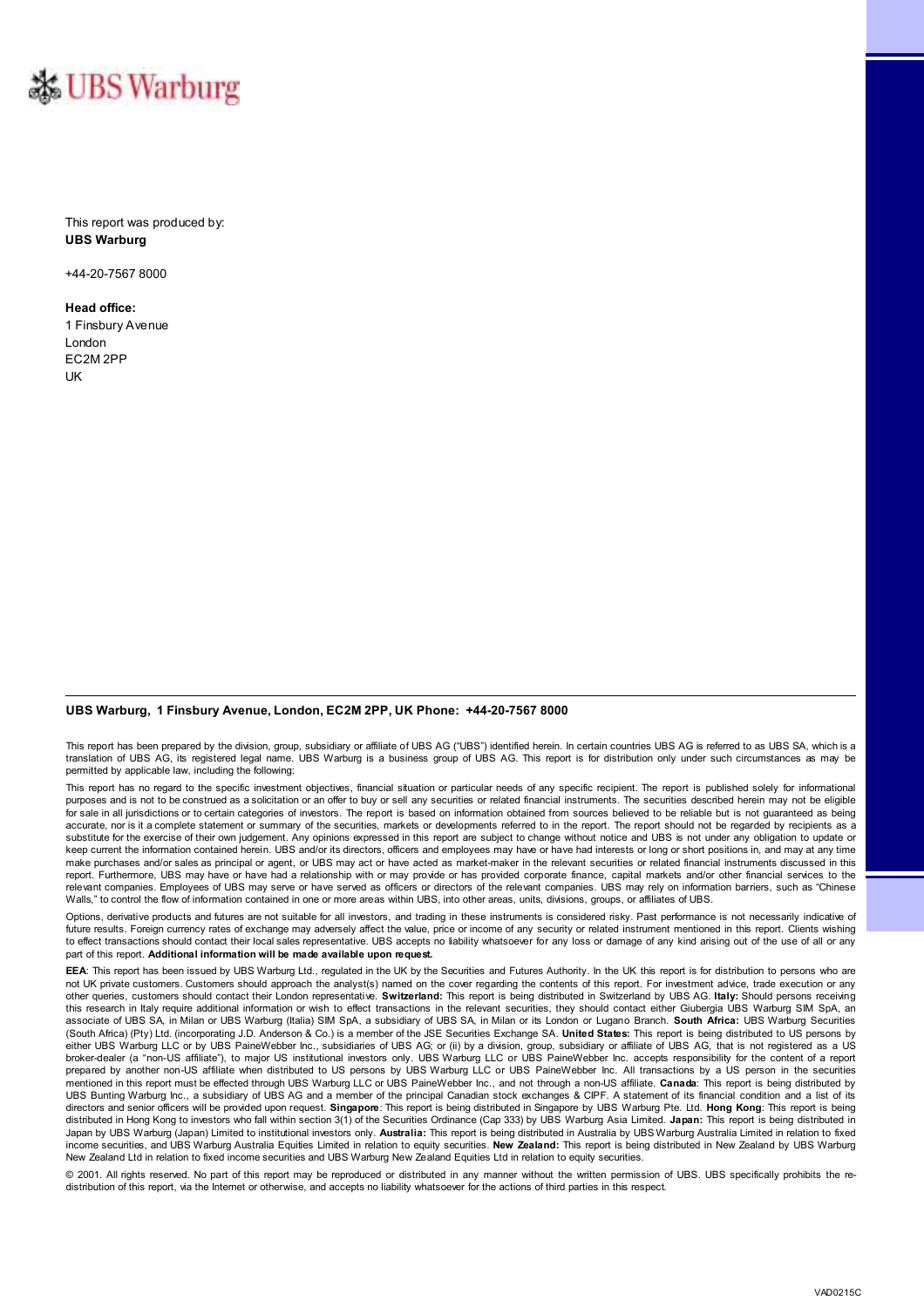UBS Warburg

This report was produced by:
**UBS Warburg**

+44-20-7567 8000

**Head office:**
1 Finsbury Avenue
London
EC2M 2PP
UK

**UBS Warburg, 1 Finsbury Avenue, London, EC2M 2PP, UK Phone: +44-20-7567 8000**

This report has been prepared by the division, group, subsidiary or affiliate of UBS AG ("UBS") identified herein. In certain countries UBS AG is referred to as UBS SA, which is a translation of UBS AG, its registered legal name. UBS Warburg is a business group of UBS AG. This report is for distribution only under such circumstances as may be permitted by applicable law, including the following:

This report has no regard to the specific investment objectives, financial situation or particular needs of any specific recipient. The report is published solely for informational purposes and is not to be construed as a solicitation or an offer to buy or sell any securities or related financial instruments. The securities described herein may not be eligible for sale in all jurisdictions or to certain categories of investors. The report is based on information obtained from sources believed to be reliable but is not guaranteed as being accurate, nor is it a complete statement or summary of the securities, markets or developments referred to in the report. The report should not be regarded by recipients as a substitute for the exercise of their own judgement. Any opinions expressed in this report are subject to change without notice and UBS is not under any obligation to update or keep current the information contained herein. UBS and/or its directors, officers and employees may have or have had interests or long or short positions in, and may at any time make purchases and/or sales as principal or agent, or UBS may act or have acted as market-maker in the relevant securities or related financial instruments discussed in this report. Furthermore, UBS may have or have had a relationship with or may provide or has provided corporate finance, capital markets and/or other financial services to the relevant companies. Employees of UBS may serve or have served as officers or directors of the relevant companies. UBS may rely on information barriers, such as "Chinese Walls," to control the flow of information contained in one or more areas within UBS, into other areas, units, divisions, groups, or affiliates of UBS.

Options, derivative products and futures are not suitable for all investors, and trading in these instruments is considered risky. Past performance is not necessarily indicative of future results. Foreign currency rates of exchange may adversely affect the value, price or income of any security or related instrument mentioned in this report. Clients wishing to effect transactions should contact their local sales representative. UBS accepts no liability whatsoever for any loss or damage of any kind arising out of the use of all or any part of this report. **Additional information will be made available upon request.**

**EEA**: This report has been issued by UBS Warburg Ltd., regulated in the UK by the Securities and Futures Authority. In the UK this report is for distribution to persons who are not UK private customers. Customers should approach the analyst(s) named on the cover regarding the contents of this report. For investment advice, trade execution or any other queries, customers should contact their London representative. **Switzerland:** This report is being distributed in Switzerland by UBS AG. **Italy:** Should persons receiving this research in Italy require additional information or wish to effect transactions in the relevant securities, they should contact either Giubergia UBS Warburg SIM SpA, an associate of UBS SA, in Milan or UBS Warburg (Italia) SIM SpA, a subsidiary of UBS SA, in Milan or its London or Lugano Branch. **South Africa:** UBS Warburg Securities (South Africa) (Pty) Ltd. (incorporating J.D. Anderson & Co.) is a member of the JSE Securities Exchange SA. **United States:** This report is being distributed to US persons by either UBS Warburg LLC or by UBS PaineWebber Inc., subsidiaries of UBS AG; or (ii) by a division, group, subsidiary or affiliate of UBS AG, that is not registered as a US broker-dealer (a "non-US affiliate"), to major US institutional investors only. UBS Warburg LLC or UBS PaineWebber Inc. accepts responsibility for the content of a report prepared by another non-US affiliate when distributed to US persons by UBS Warburg LLC or UBS PaineWebber Inc. All transactions by a US person in the securities mentioned in this report must be effected through UBS Warburg LLC or UBS PaineWebber Inc., and not through a non-US affiliate. **Canada**: This report is being distributed by UBS Bunting Warburg Inc., a subsidiary of UBS AG and a member of the principal Canadian stock exchanges & CIPF. A statement of its financial condition and a list of its directors and senior officers will be provided upon request. **Singapore**: This report is being distributed in Singapore by UBS Warburg Pte. Ltd. **Hong Kong**: This report is being distributed in Hong Kong to investors who fall within section 3(1) of the Securities Ordinance (Cap 333) by UBS Warburg Asia Limited. **Japan:** This report is being distributed in Japan by UBS Warburg (Japan) Limited to institutional investors only. **Australia:** This report is being distributed in Australia by UBS Warburg Australia Limited in relation to fixed income securities, and UBS Warburg Australia Equities Limited in relation to equity securities. **New Zealand:** This report is being distributed in New Zealand by UBS Warburg New Zealand Ltd in relation to fixed income securities and UBS Warburg New Zealand Equities Ltd in relation to equity securities.

© 2001. All rights reserved. No part of this report may be reproduced or distributed in any manner without the written permission of UBS. UBS specifically prohibits the re-distribution of this report, via the Internet or otherwise, and accepts no liability whatsoever for the actions of third parties in this respect.

VAD0215C